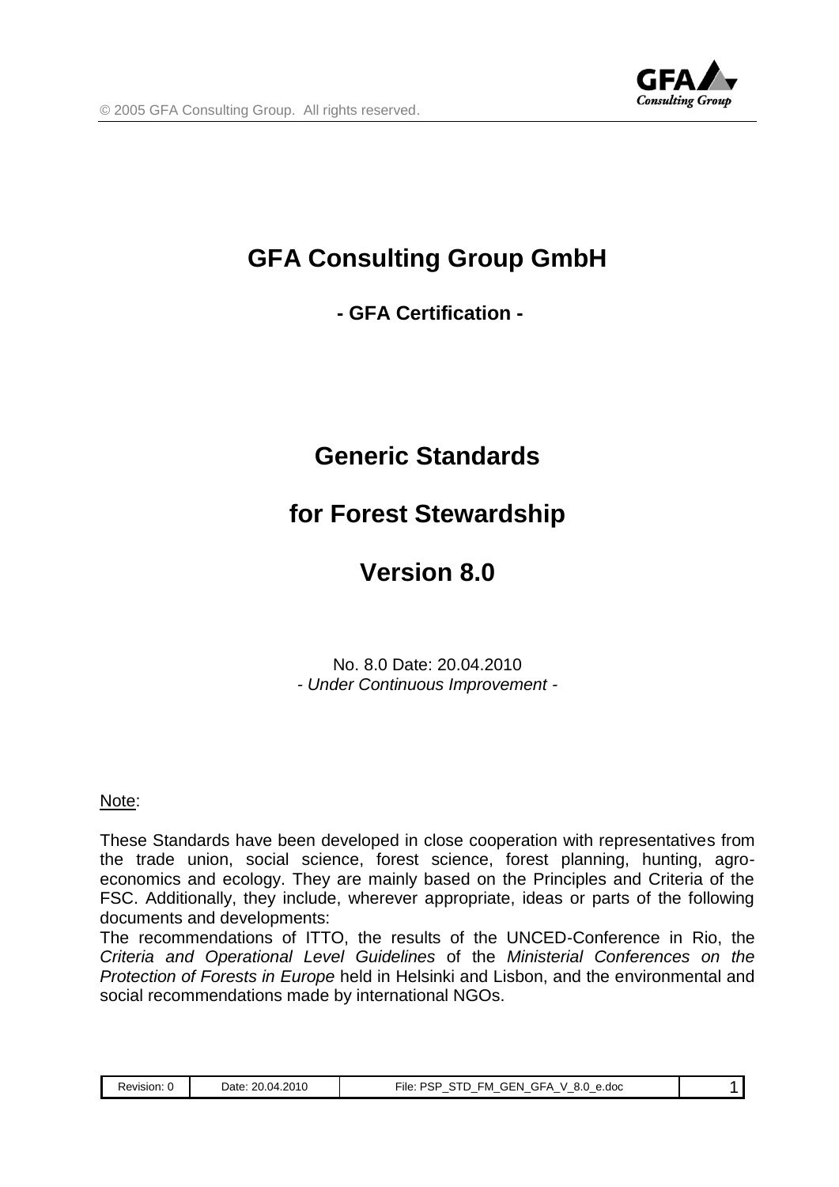# GFA Consulting Group GmbH

**- GFA Certification -**

# Generic Standards

# for Forest Stewardship

# Version 8.0

No. 8.0 Date: 20.04.2010
*- Under Continuous Improvement -*

Note:

These Standards have been developed in close cooperation with representatives from the trade union, social science, forest science, forest planning, hunting, agro-economics and ecology. They are mainly based on the Principles and Criteria of the FSC. Additionally, they include, wherever appropriate, ideas or parts of the following documents and developments:
The recommendations of ITTO, the results of the UNCED-Conference in Rio, the *Criteria and Operational Level Guidelines* of the *Ministerial Conferences on the Protection of Forests in Europe* held in Helsinki and Lisbon, and the environmental and social recommendations made by international NGOs.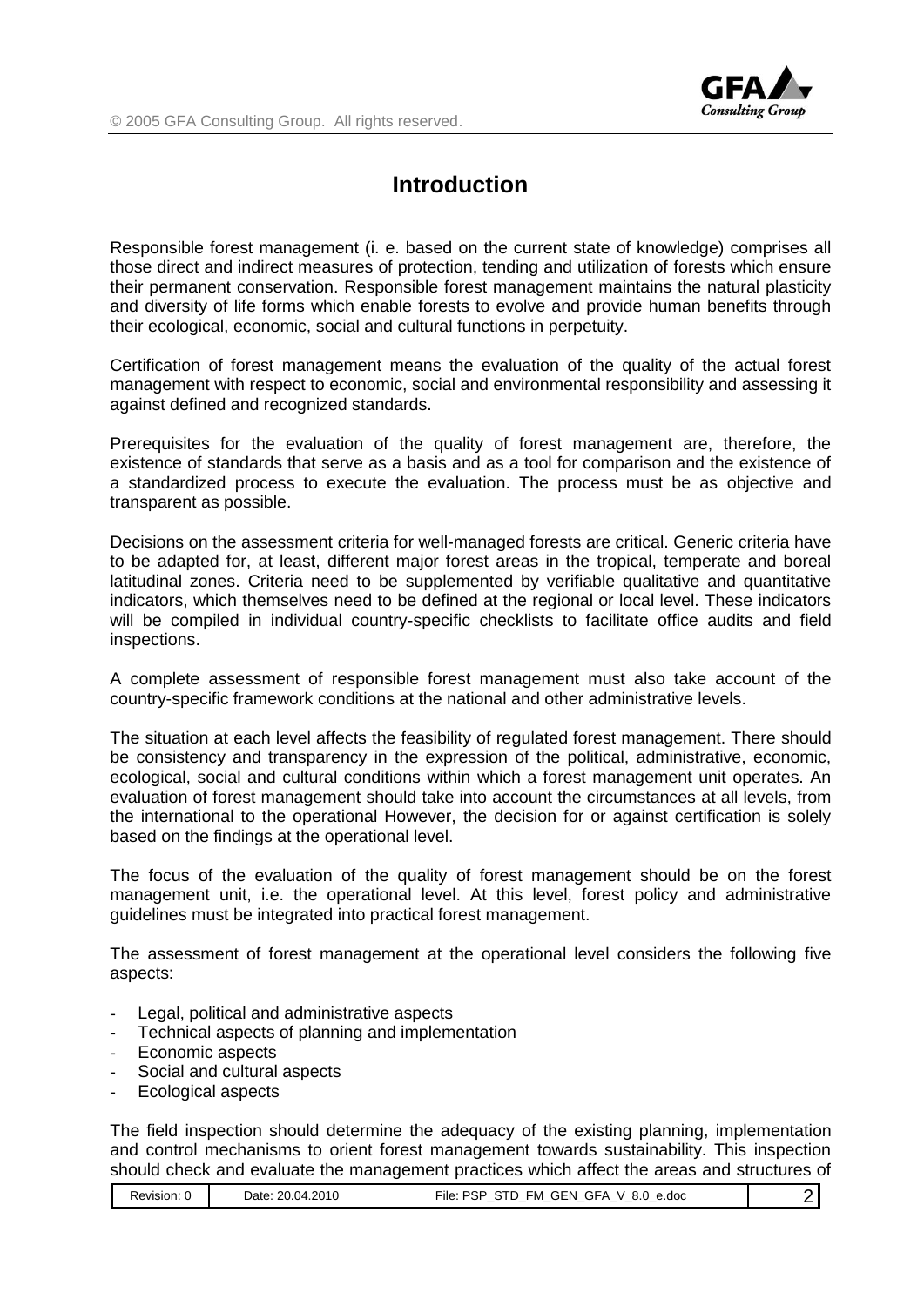# Introduction

Responsible forest management (i. e. based on the current state of knowledge) comprises all those direct and indirect measures of protection, tending and utilization of forests which ensure their permanent conservation. Responsible forest management maintains the natural plasticity and diversity of life forms which enable forests to evolve and provide human benefits through their ecological, economic, social and cultural functions in perpetuity.

Certification of forest management means the evaluation of the quality of the actual forest management with respect to economic, social and environmental responsibility and assessing it against defined and recognized standards.

Prerequisites for the evaluation of the quality of forest management are, therefore, the existence of standards that serve as a basis and as a tool for comparison and the existence of a standardized process to execute the evaluation. The process must be as objective and transparent as possible.

Decisions on the assessment criteria for well-managed forests are critical. Generic criteria have to be adapted for, at least, different major forest areas in the tropical, temperate and boreal latitudinal zones. Criteria need to be supplemented by verifiable qualitative and quantitative indicators, which themselves need to be defined at the regional or local level. These indicators will be compiled in individual country-specific checklists to facilitate office audits and field inspections.

A complete assessment of responsible forest management must also take account of the country-specific framework conditions at the national and other administrative levels.

The situation at each level affects the feasibility of regulated forest management. There should be consistency and transparency in the expression of the political, administrative, economic, ecological, social and cultural conditions within which a forest management unit operates. An evaluation of forest management should take into account the circumstances at all levels, from the international to the operational However, the decision for or against certification is solely based on the findings at the operational level.

The focus of the evaluation of the quality of forest management should be on the forest management unit, i.e. the operational level. At this level, forest policy and administrative guidelines must be integrated into practical forest management.

The assessment of forest management at the operational level considers the following five aspects:

- Legal, political and administrative aspects
- Technical aspects of planning and implementation
- Economic aspects
- Social and cultural aspects
- Ecological aspects

The field inspection should determine the adequacy of the existing planning, implementation and control mechanisms to orient forest management towards sustainability. This inspection should check and evaluate the management practices which affect the areas and structures of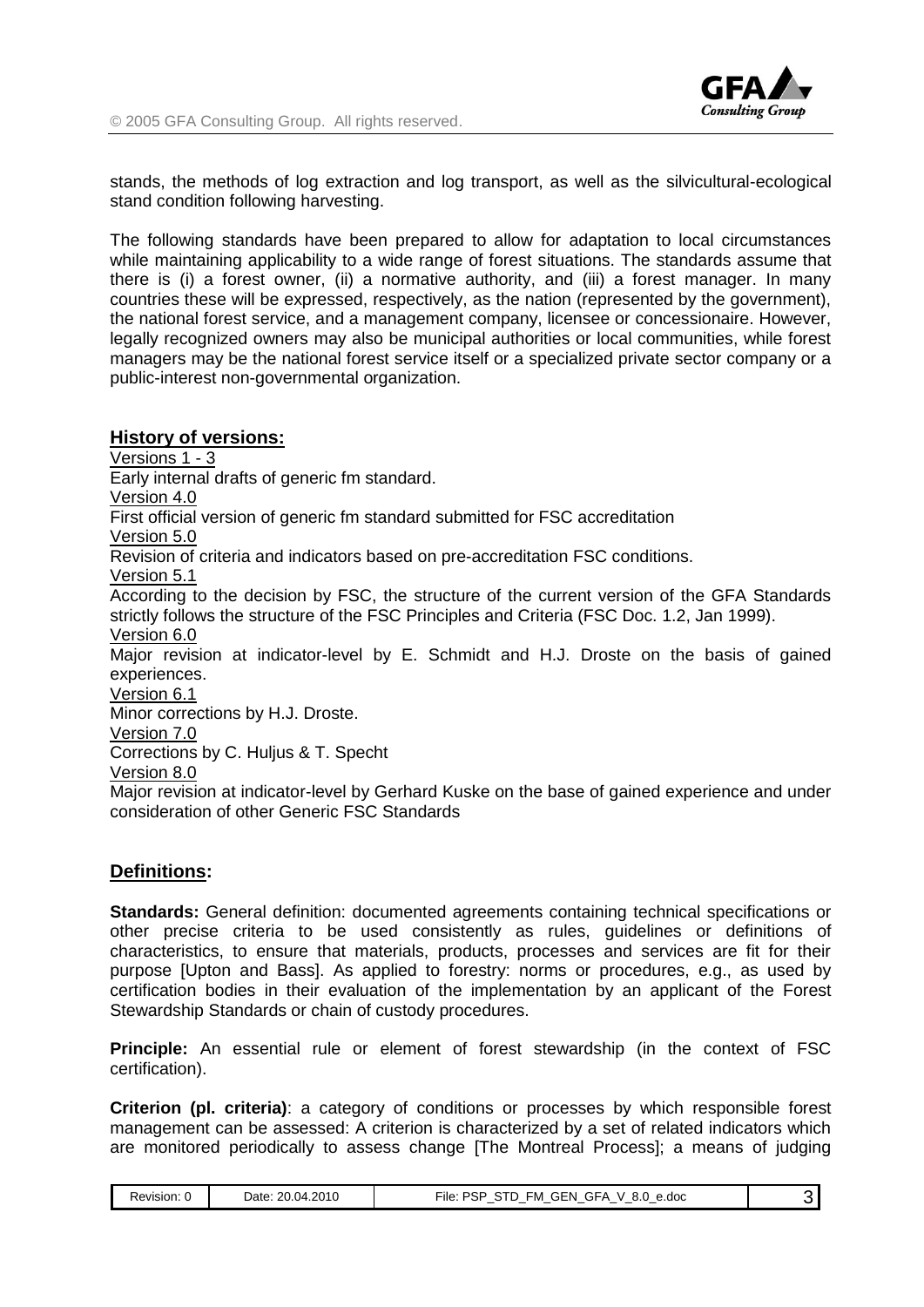stands, the methods of log extraction and log transport, as well as the silvicultural-ecological stand condition following harvesting.

The following standards have been prepared to allow for adaptation to local circumstances while maintaining applicability to a wide range of forest situations. The standards assume that there is (i) a forest owner, (ii) a normative authority, and (iii) a forest manager. In many countries these will be expressed, respectively, as the nation (represented by the government), the national forest service, and a management company, licensee or concessionaire. However, legally recognized owners may also be municipal authorities or local communities, while forest managers may be the national forest service itself or a specialized private sector company or a public-interest non-governmental organization.

## History of versions:

Versions 1 - 3
Early internal drafts of generic fm standard.

Version 4.0
First official version of generic fm standard submitted for FSC accreditation

Version 5.0
Revision of criteria and indicators based on pre-accreditation FSC conditions.

Version 5.1
According to the decision by FSC, the structure of the current version of the GFA Standards strictly follows the structure of the FSC Principles and Criteria (FSC Doc. 1.2, Jan 1999).

Version 6.0
Major revision at indicator-level by E. Schmidt and H.J. Droste on the basis of gained experiences.

Version 6.1
Minor corrections by H.J. Droste.

Version 7.0
Corrections by C. Huljus & T. Specht

Version 8.0
Major revision at indicator-level by Gerhard Kuske on the base of gained experience and under consideration of other Generic FSC Standards

## Definitions:

**Standards:** General definition: documented agreements containing technical specifications or other precise criteria to be used consistently as rules, guidelines or definitions of characteristics, to ensure that materials, products, processes and services are fit for their purpose [Upton and Bass]. As applied to forestry: norms or procedures, e.g., as used by certification bodies in their evaluation of the implementation by an applicant of the Forest Stewardship Standards or chain of custody procedures.

**Principle:** An essential rule or element of forest stewardship (in the context of FSC certification).

**Criterion (pl. criteria)**: a category of conditions or processes by which responsible forest management can be assessed: A criterion is characterized by a set of related indicators which are monitored periodically to assess change [The Montreal Process]; a means of judging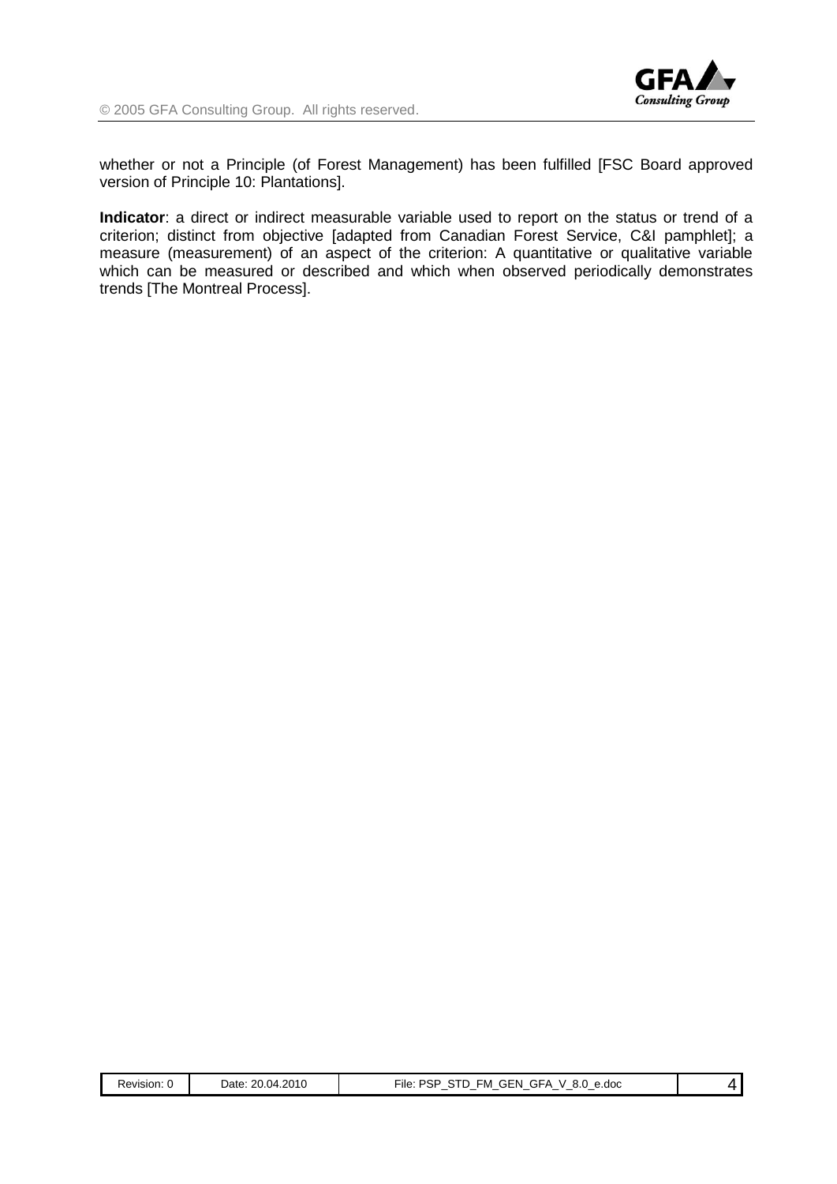whether or not a Principle (of Forest Management) has been fulfilled [FSC Board approved version of Principle 10: Plantations].

**Indicator**: a direct or indirect measurable variable used to report on the status or trend of a criterion; distinct from objective [adapted from Canadian Forest Service, C&I pamphlet]; a measure (measurement) of an aspect of the criterion: A quantitative or qualitative variable which can be measured or described and which when observed periodically demonstrates trends [The Montreal Process].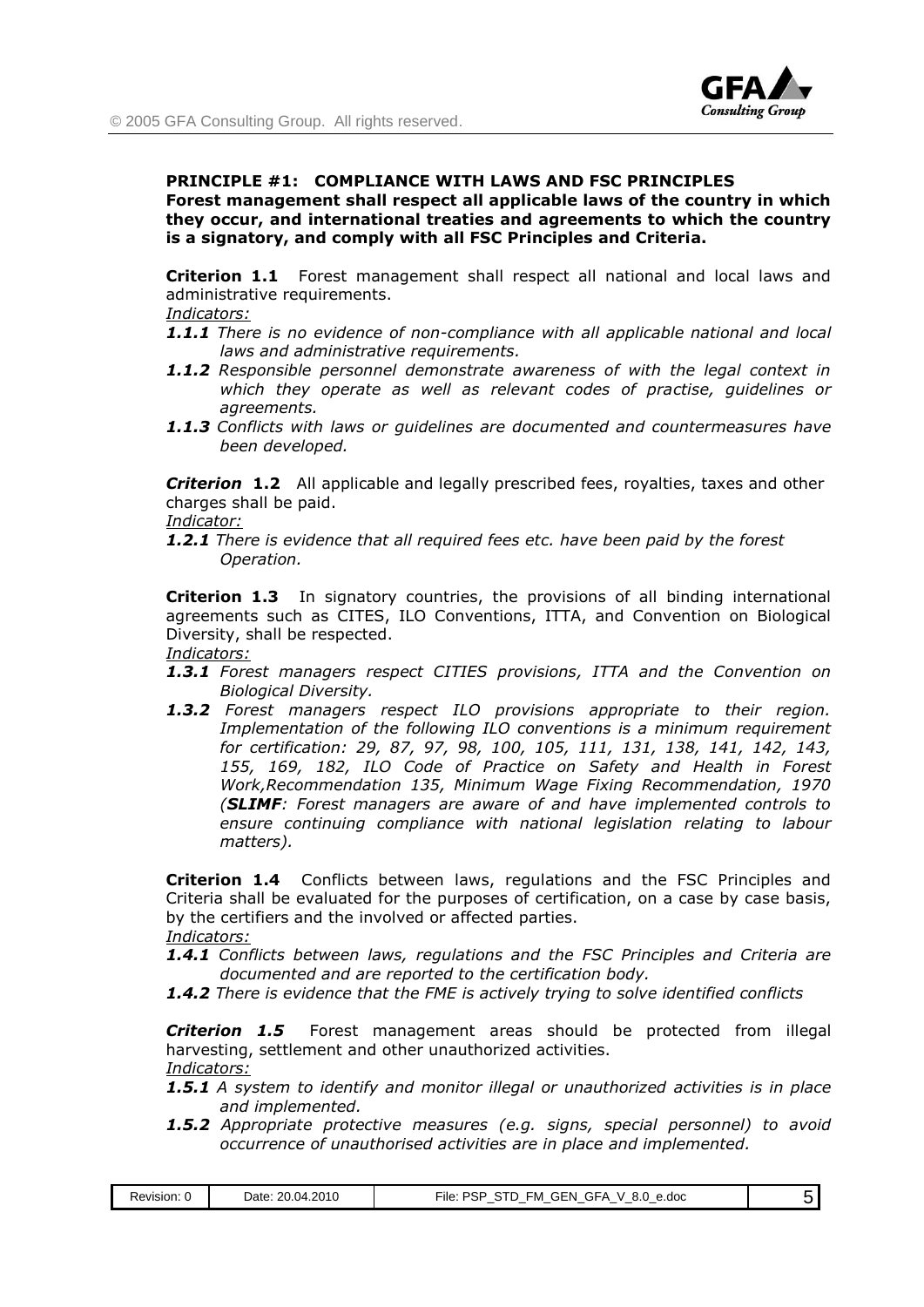**PRINCIPLE #1: COMPLIANCE WITH LAWS AND FSC PRINCIPLES**
**Forest management shall respect all applicable laws of the country in which they occur, and international treaties and agreements to which the country is a signatory, and comply with all FSC Principles and Criteria.**

**Criterion 1.1** Forest management shall respect all national and local laws and administrative requirements.
*Indicators:*

***1.1.1*** *There is no evidence of non-compliance with all applicable national and local laws and administrative requirements.*
***1.1.2*** *Responsible personnel demonstrate awareness of with the legal context in which they operate as well as relevant codes of practise, guidelines or agreements.*
***1.1.3*** *Conflicts with laws or guidelines are documented and countermeasures have been developed.*

***Criterion* 1.2** All applicable and legally prescribed fees, royalties, taxes and other charges shall be paid.
*Indicator:*

***1.2.1*** *There is evidence that all required fees etc. have been paid by the forest Operation.*

**Criterion 1.3** In signatory countries, the provisions of all binding international agreements such as CITES, ILO Conventions, ITTA, and Convention on Biological Diversity, shall be respected.
*Indicators:*

***1.3.1*** *Forest managers respect CITIES provisions, ITTA and the Convention on Biological Diversity.*
***1.3.2*** *Forest managers respect ILO provisions appropriate to their region. Implementation of the following ILO conventions is a minimum requirement for certification: 29, 87, 97, 98, 100, 105, 111, 131, 138, 141, 142, 143, 155, 169, 182, ILO Code of Practice on Safety and Health in Forest Work,Recommendation 135, Minimum Wage Fixing Recommendation, 1970 (**SLIMF**: Forest managers are aware of and have implemented controls to ensure continuing compliance with national legislation relating to labour matters).*

**Criterion 1.4** Conflicts between laws, regulations and the FSC Principles and Criteria shall be evaluated for the purposes of certification, on a case by case basis, by the certifiers and the involved or affected parties.
*Indicators:*

***1.4.1*** *Conflicts between laws, regulations and the FSC Principles and Criteria are documented and are reported to the certification body.*
***1.4.2*** *There is evidence that the FME is actively trying to solve identified conflicts*

***Criterion 1.5*** Forest management areas should be protected from illegal harvesting, settlement and other unauthorized activities.
*Indicators:*

***1.5.1*** *A system to identify and monitor illegal or unauthorized activities is in place and implemented.*
***1.5.2*** *Appropriate protective measures (e.g. signs, special personnel) to avoid occurrence of unauthorised activities are in place and implemented.*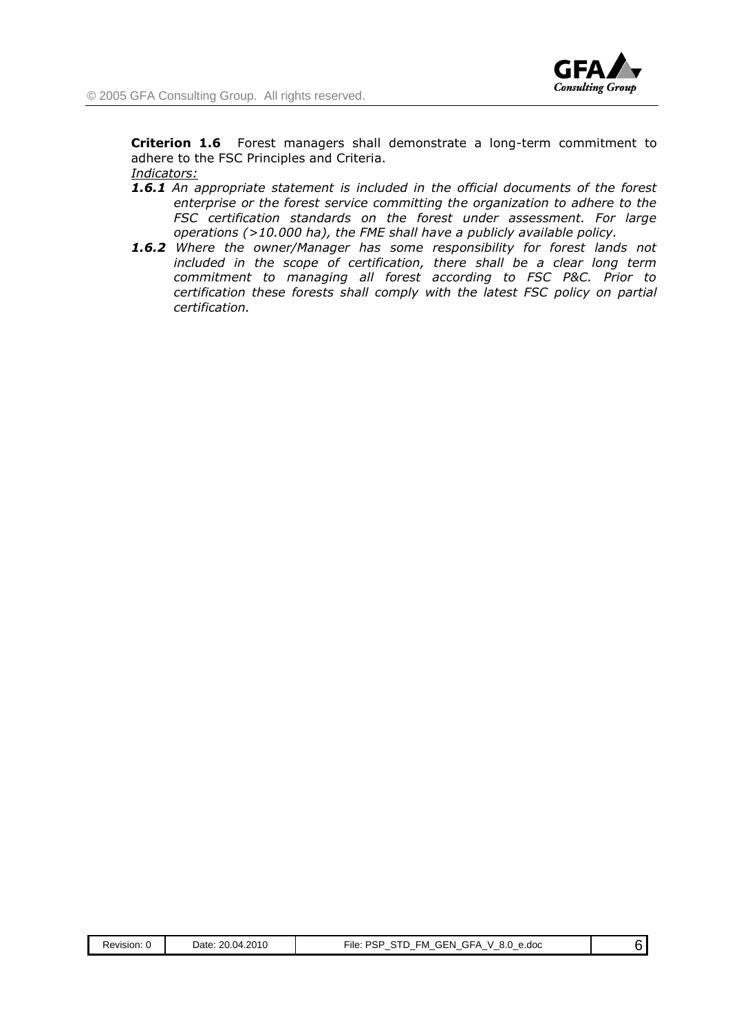**Criterion 1.6** Forest managers shall demonstrate a long-term commitment to adhere to the FSC Principles and Criteria.

*Indicators:*

***1.6.1*** *An appropriate statement is included in the official documents of the forest enterprise or the forest service committing the organization to adhere to the FSC certification standards on the forest under assessment. For large operations (>10.000 ha), the FME shall have a publicly available policy.*

***1.6.2*** *Where the owner/Manager has some responsibility for forest lands not included in the scope of certification, there shall be a clear long term commitment to managing all forest according to FSC P&C. Prior to certification these forests shall comply with the latest FSC policy on partial certification.*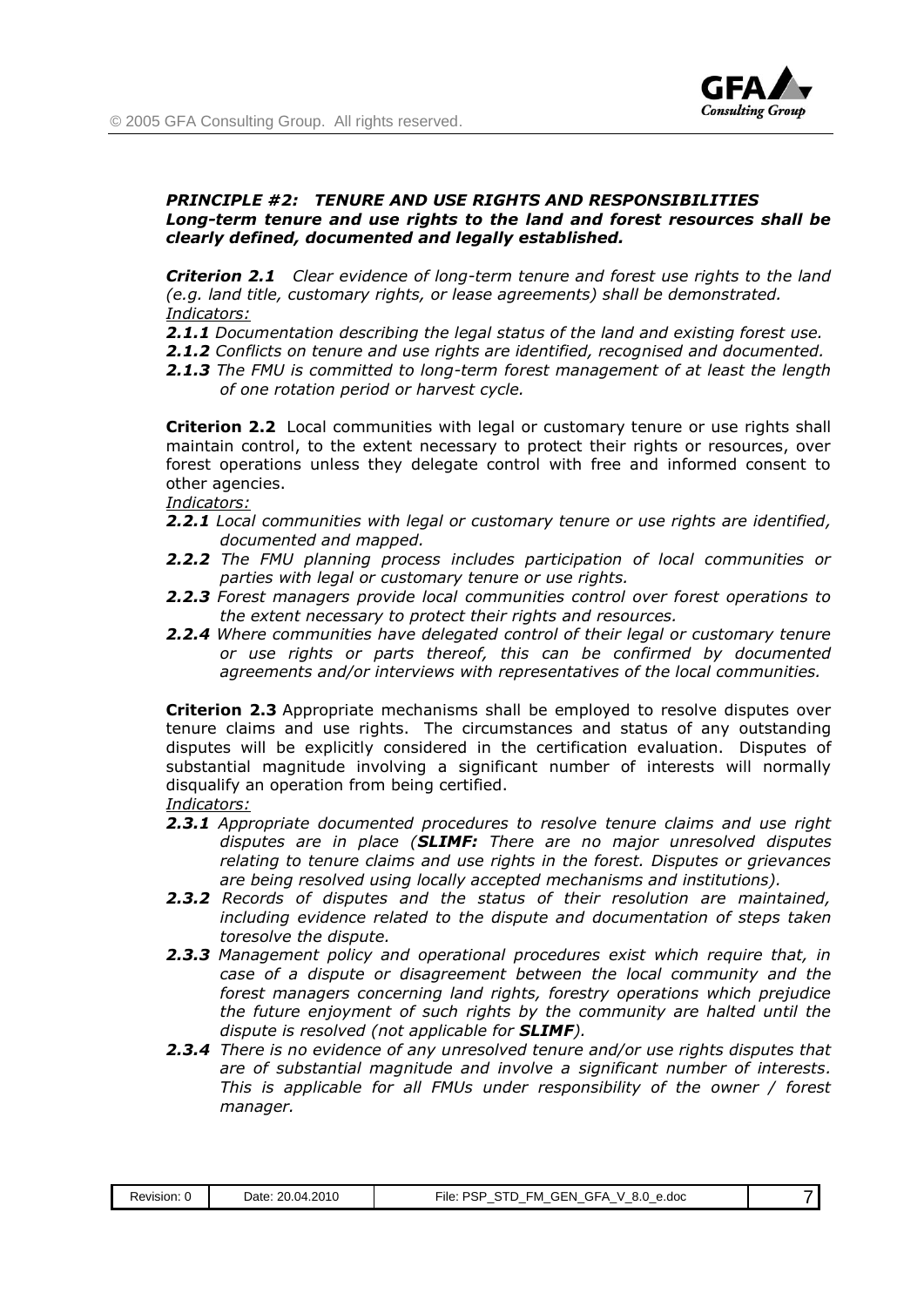***PRINCIPLE #2: TENURE AND USE RIGHTS AND RESPONSIBILITIES***
***Long-term tenure and use rights to the land and forest resources shall be clearly defined, documented and legally established.***

***Criterion 2.1*** *Clear evidence of long-term tenure and forest use rights to the land (e.g. land title, customary rights, or lease agreements) shall be demonstrated.*
*Indicators:*

- ***2.1.1*** *Documentation describing the legal status of the land and existing forest use.*
- ***2.1.2*** *Conflicts on tenure and use rights are identified, recognised and documented.*
- ***2.1.3*** *The FMU is committed to long-term forest management of at least the length of one rotation period or harvest cycle.*

**Criterion 2.2** Local communities with legal or customary tenure or use rights shall maintain control, to the extent necessary to protect their rights or resources, over forest operations unless they delegate control with free and informed consent to other agencies.
*Indicators:*

- ***2.2.1*** *Local communities with legal or customary tenure or use rights are identified, documented and mapped.*
- ***2.2.2*** *The FMU planning process includes participation of local communities or parties with legal or customary tenure or use rights.*
- ***2.2.3*** *Forest managers provide local communities control over forest operations to the extent necessary to protect their rights and resources.*
- ***2.2.4*** *Where communities have delegated control of their legal or customary tenure or use rights or parts thereof, this can be confirmed by documented agreements and/or interviews with representatives of the local communities.*

**Criterion 2.3** Appropriate mechanisms shall be employed to resolve disputes over tenure claims and use rights. The circumstances and status of any outstanding disputes will be explicitly considered in the certification evaluation. Disputes of substantial magnitude involving a significant number of interests will normally disqualify an operation from being certified.
*Indicators:*

- ***2.3.1*** *Appropriate documented procedures to resolve tenure claims and use right disputes are in place (**SLIMF:** There are no major unresolved disputes relating to tenure claims and use rights in the forest. Disputes or grievances are being resolved using locally accepted mechanisms and institutions).*
- ***2.3.2*** *Records of disputes and the status of their resolution are maintained, including evidence related to the dispute and documentation of steps taken toresolve the dispute.*
- ***2.3.3*** *Management policy and operational procedures exist which require that, in case of a dispute or disagreement between the local community and the forest managers concerning land rights, forestry operations which prejudice the future enjoyment of such rights by the community are halted until the dispute is resolved (not applicable for **SLIMF**).*
- ***2.3.4*** *There is no evidence of any unresolved tenure and/or use rights disputes that are of substantial magnitude and involve a significant number of interests. This is applicable for all FMUs under responsibility of the owner / forest manager.*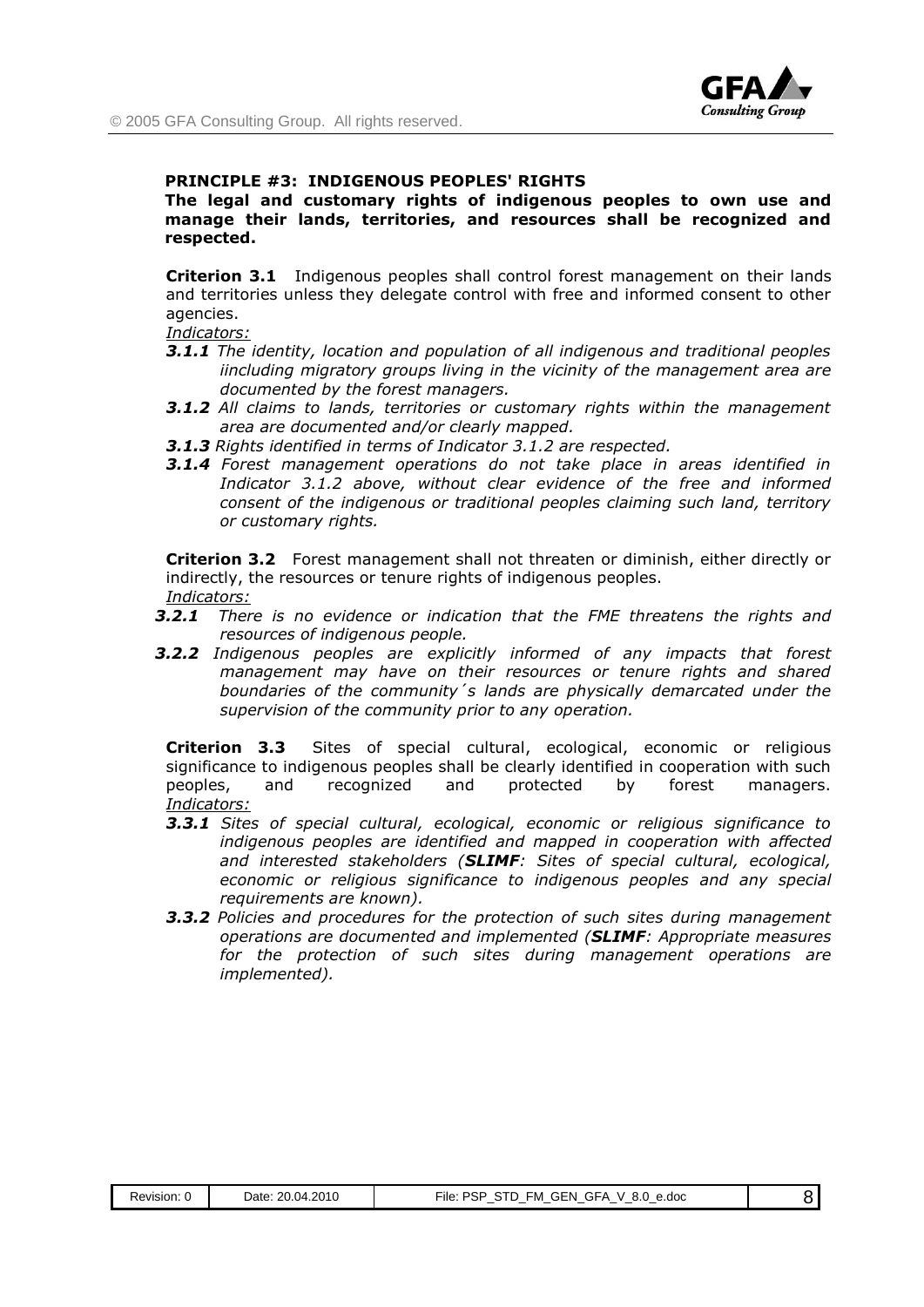**PRINCIPLE #3: INDIGENOUS PEOPLES' RIGHTS**

**The legal and customary rights of indigenous peoples to own use and manage their lands, territories, and resources shall be recognized and respected.**

**Criterion 3.1** Indigenous peoples shall control forest management on their lands and territories unless they delegate control with free and informed consent to other agencies.

*Indicators:*

- ***3.1.1*** *The identity, location and population of all indigenous and traditional peoples iincluding migratory groups living in the vicinity of the management area are documented by the forest managers.*
- ***3.1.2*** *All claims to lands, territories or customary rights within the management area are documented and/or clearly mapped.*
- ***3.1.3*** *Rights identified in terms of Indicator 3.1.2 are respected.*
- ***3.1.4*** *Forest management operations do not take place in areas identified in Indicator 3.1.2 above, without clear evidence of the free and informed consent of the indigenous or traditional peoples claiming such land, territory or customary rights.*

**Criterion 3.2** Forest management shall not threaten or diminish, either directly or indirectly, the resources or tenure rights of indigenous peoples.

*Indicators:*

- ***3.2.1*** *There is no evidence or indication that the FME threatens the rights and resources of indigenous people.*
- ***3.2.2*** *Indigenous peoples are explicitly informed of any impacts that forest management may have on their resources or tenure rights and shared boundaries of the community´s lands are physically demarcated under the supervision of the community prior to any operation.*

**Criterion 3.3** Sites of special cultural, ecological, economic or religious significance to indigenous peoples shall be clearly identified in cooperation with such peoples, and recognized and protected by forest managers.

*Indicators:*

- ***3.3.1*** *Sites of special cultural, ecological, economic or religious significance to indigenous peoples are identified and mapped in cooperation with affected and interested stakeholders (**SLIMF**: Sites of special cultural, ecological, economic or religious significance to indigenous peoples and any special requirements are known).*
- ***3.3.2*** *Policies and procedures for the protection of such sites during management operations are documented and implemented (**SLIMF**: Appropriate measures for the protection of such sites during management operations are implemented).*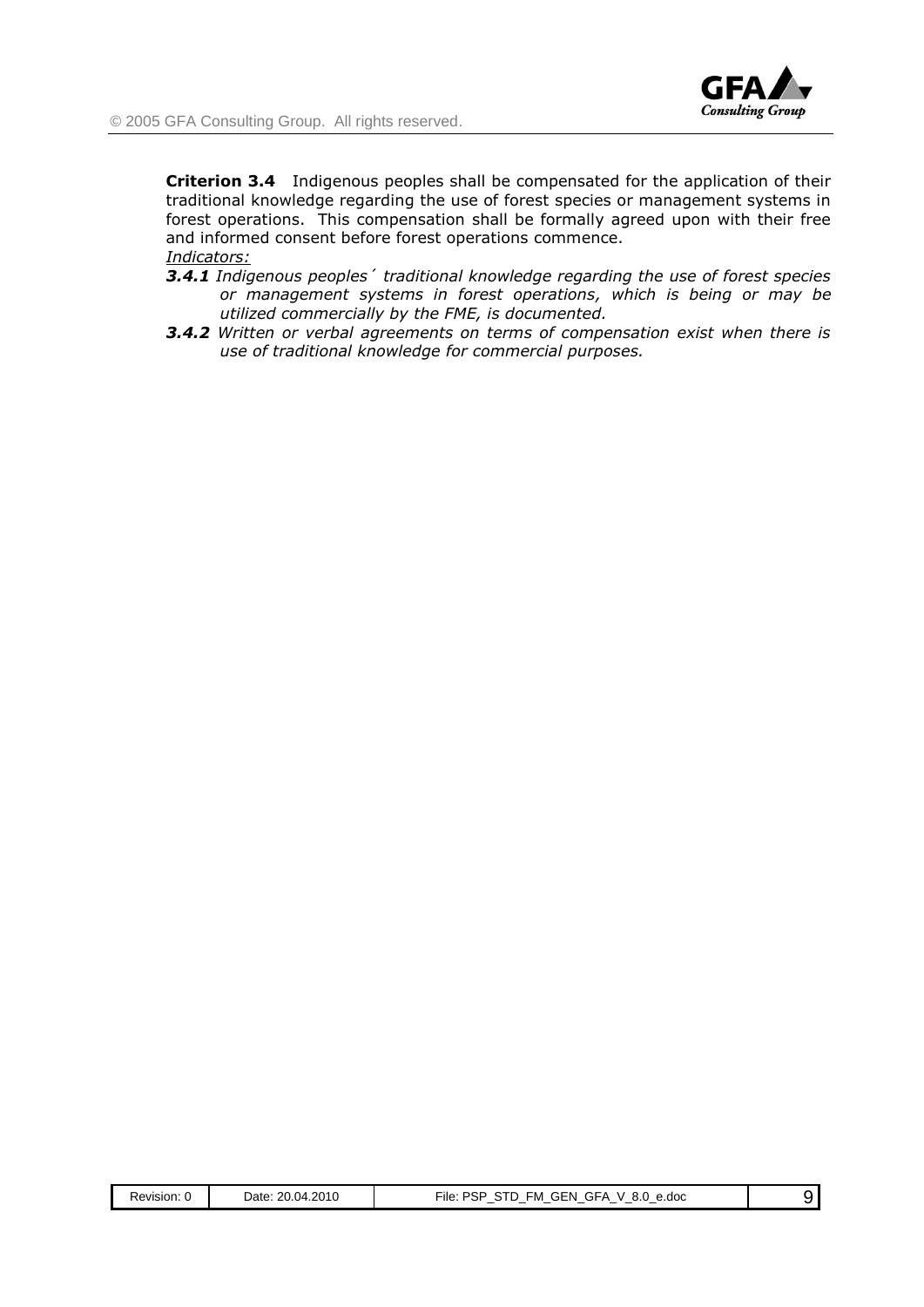**Criterion 3.4** Indigenous peoples shall be compensated for the application of their traditional knowledge regarding the use of forest species or management systems in forest operations. This compensation shall be formally agreed upon with their free and informed consent before forest operations commence.

*Indicators:*

***3.4.1*** *Indigenous peoples´ traditional knowledge regarding the use of forest species or management systems in forest operations, which is being or may be utilized commercially by the FME, is documented.*

***3.4.2*** *Written or verbal agreements on terms of compensation exist when there is use of traditional knowledge for commercial purposes.*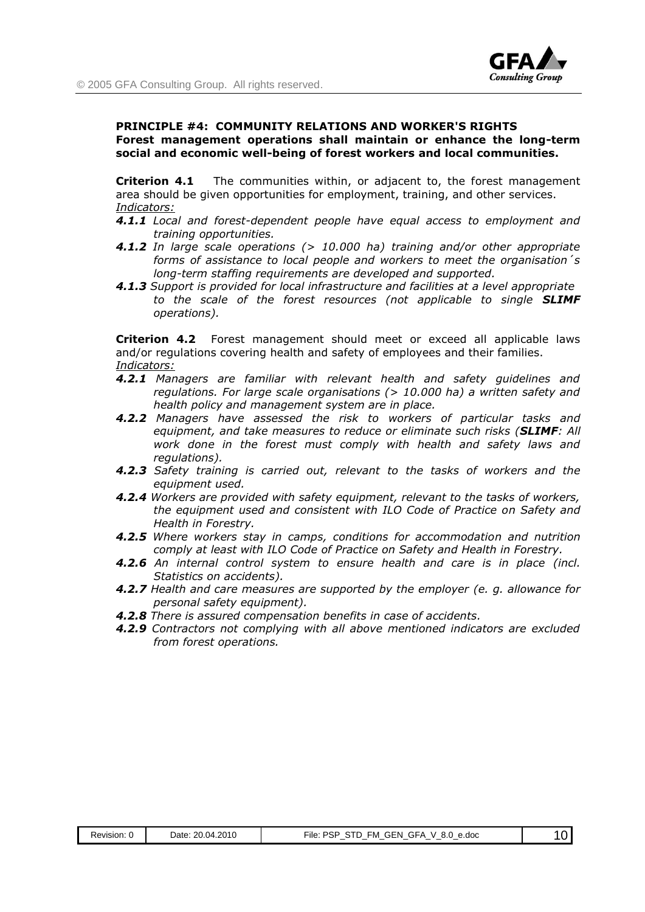**PRINCIPLE #4: COMMUNITY RELATIONS AND WORKER'S RIGHTS**
**Forest management operations shall maintain or enhance the long-term social and economic well-being of forest workers and local communities.**

**Criterion 4.1** The communities within, or adjacent to, the forest management area should be given opportunities for employment, training, and other services.
*Indicators:*

***4.1.1*** *Local and forest-dependent people have equal access to employment and training opportunities.*

***4.1.2*** *In large scale operations (> 10.000 ha) training and/or other appropriate forms of assistance to local people and workers to meet the organisation´s long-term staffing requirements are developed and supported.*

***4.1.3*** *Support is provided for local infrastructure and facilities at a level appropriate to the scale of the forest resources (not applicable to single* ***SLIMF*** *operations).*

**Criterion 4.2** Forest management should meet or exceed all applicable laws and/or regulations covering health and safety of employees and their families.
*Indicators:*

***4.2.1*** *Managers are familiar with relevant health and safety guidelines and regulations. For large scale organisations (> 10.000 ha) a written safety and health policy and management system are in place.*

***4.2.2*** *Managers have assessed the risk to workers of particular tasks and equipment, and take measures to reduce or eliminate such risks (****SLIMF****: All work done in the forest must comply with health and safety laws and regulations).*

***4.2.3*** *Safety training is carried out, relevant to the tasks of workers and the equipment used.*

***4.2.4*** *Workers are provided with safety equipment, relevant to the tasks of workers, the equipment used and consistent with ILO Code of Practice on Safety and Health in Forestry.*

***4.2.5*** *Where workers stay in camps, conditions for accommodation and nutrition comply at least with ILO Code of Practice on Safety and Health in Forestry.*

***4.2.6*** *An internal control system to ensure health and care is in place (incl. Statistics on accidents).*

***4.2.7*** *Health and care measures are supported by the employer (e. g. allowance for personal safety equipment).*

***4.2.8*** *There is assured compensation benefits in case of accidents.*

***4.2.9*** *Contractors not complying with all above mentioned indicators are excluded from forest operations.*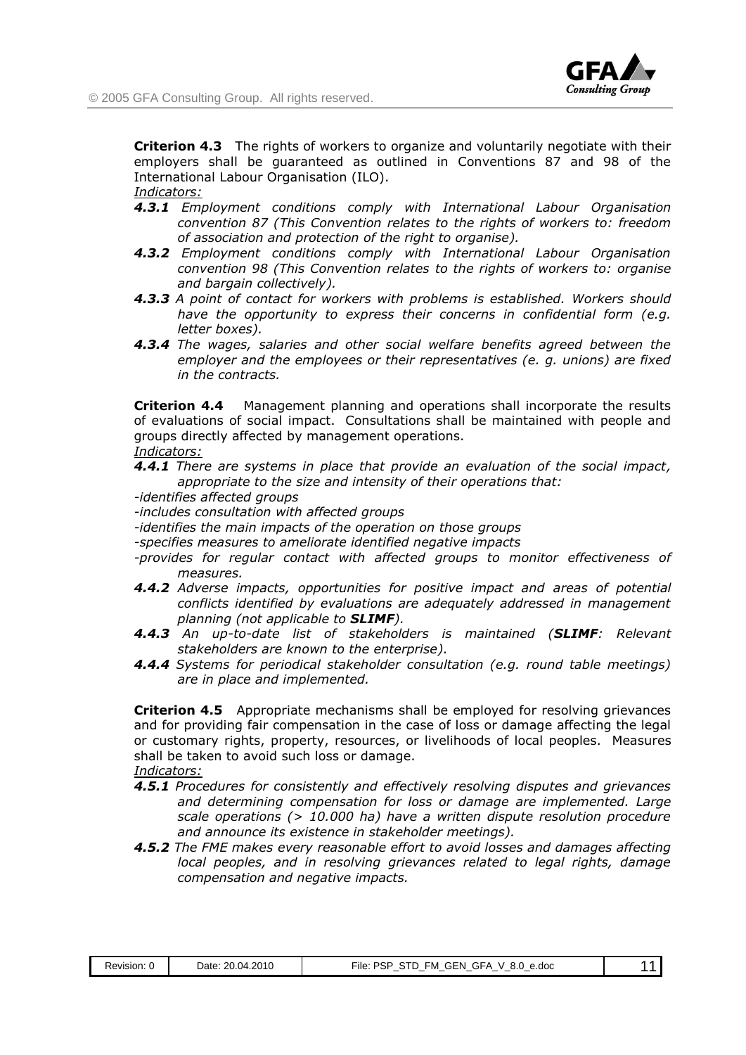**Criterion 4.3** The rights of workers to organize and voluntarily negotiate with their employers shall be guaranteed as outlined in Conventions 87 and 98 of the International Labour Organisation (ILO).

*Indicators:*

- ***4.3.1*** *Employment conditions comply with International Labour Organisation convention 87 (This Convention relates to the rights of workers to: freedom of association and protection of the right to organise).*
- ***4.3.2*** *Employment conditions comply with International Labour Organisation convention 98 (This Convention relates to the rights of workers to: organise and bargain collectively).*
- ***4.3.3*** *A point of contact for workers with problems is established. Workers should have the opportunity to express their concerns in confidential form (e.g. letter boxes).*
- ***4.3.4*** *The wages, salaries and other social welfare benefits agreed between the employer and the employees or their representatives (e. g. unions) are fixed in the contracts.*

**Criterion 4.4** Management planning and operations shall incorporate the results of evaluations of social impact. Consultations shall be maintained with people and groups directly affected by management operations.

*Indicators:*

***4.4.1*** *There are systems in place that provide an evaluation of the social impact, appropriate to the size and intensity of their operations that:*

*-identifies affected groups*

*-includes consultation with affected groups*

*-identifies the main impacts of the operation on those groups*

*-specifies measures to ameliorate identified negative impacts*

*-provides for regular contact with affected groups to monitor effectiveness of measures.*

***4.4.2*** *Adverse impacts, opportunities for positive impact and areas of potential conflicts identified by evaluations are adequately addressed in management planning (not applicable to **SLIMF**).*

***4.4.3*** *An up-to-date list of stakeholders is maintained (**SLIMF**: Relevant stakeholders are known to the enterprise).*

***4.4.4*** *Systems for periodical stakeholder consultation (e.g. round table meetings) are in place and implemented.*

**Criterion 4.5** Appropriate mechanisms shall be employed for resolving grievances and for providing fair compensation in the case of loss or damage affecting the legal or customary rights, property, resources, or livelihoods of local peoples. Measures shall be taken to avoid such loss or damage.

*Indicators:*

- ***4.5.1*** *Procedures for consistently and effectively resolving disputes and grievances and determining compensation for loss or damage are implemented. Large scale operations (> 10.000 ha) have a written dispute resolution procedure and announce its existence in stakeholder meetings).*
- ***4.5.2*** *The FME makes every reasonable effort to avoid losses and damages affecting local peoples, and in resolving grievances related to legal rights, damage compensation and negative impacts.*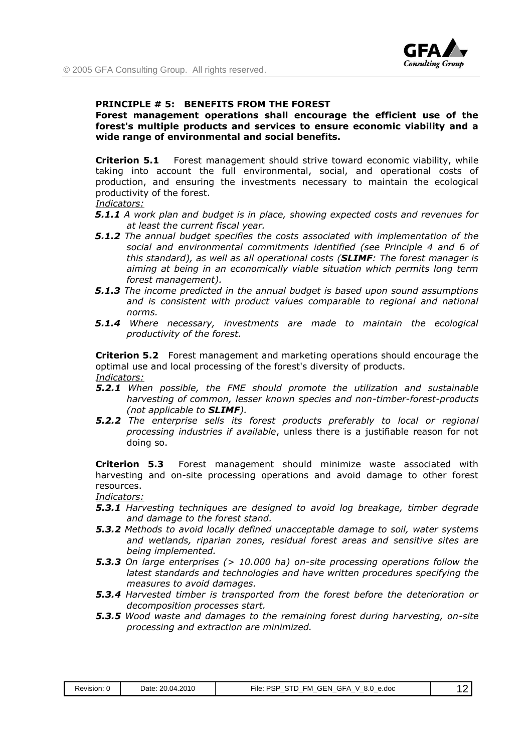**PRINCIPLE # 5: BENEFITS FROM THE FOREST**

**Forest management operations shall encourage the efficient use of the forest's multiple products and services to ensure economic viability and a wide range of environmental and social benefits.**

**Criterion 5.1** Forest management should strive toward economic viability, while taking into account the full environmental, social, and operational costs of production, and ensuring the investments necessary to maintain the ecological productivity of the forest.

*Indicators:*

- ***5.1.1*** *A work plan and budget is in place, showing expected costs and revenues for at least the current fiscal year.*
- ***5.1.2*** *The annual budget specifies the costs associated with implementation of the social and environmental commitments identified (see Principle 4 and 6 of this standard), as well as all operational costs (**SLIMF**: The forest manager is aiming at being in an economically viable situation which permits long term forest management).*
- ***5.1.3*** *The income predicted in the annual budget is based upon sound assumptions and is consistent with product values comparable to regional and national norms.*
- ***5.1.4*** *Where necessary, investments are made to maintain the ecological productivity of the forest.*

**Criterion 5.2** Forest management and marketing operations should encourage the optimal use and local processing of the forest's diversity of products.

*Indicators:*

- ***5.2.1*** *When possible, the FME should promote the utilization and sustainable harvesting of common, lesser known species and non-timber-forest-products (not applicable to **SLIMF**).*
- ***5.2.2*** *The enterprise sells its forest products preferably to local or regional processing industries if available*, unless there is a justifiable reason for not doing so.

**Criterion 5.3** Forest management should minimize waste associated with harvesting and on-site processing operations and avoid damage to other forest resources.

*Indicators:*

- ***5.3.1*** *Harvesting techniques are designed to avoid log breakage, timber degrade and damage to the forest stand.*
- ***5.3.2*** *Methods to avoid locally defined unacceptable damage to soil, water systems and wetlands, riparian zones, residual forest areas and sensitive sites are being implemented.*
- ***5.3.3*** *On large enterprises (> 10.000 ha) on-site processing operations follow the latest standards and technologies and have written procedures specifying the measures to avoid damages.*
- ***5.3.4*** *Harvested timber is transported from the forest before the deterioration or decomposition processes start.*
- ***5.3.5*** *Wood waste and damages to the remaining forest during harvesting, on-site processing and extraction are minimized.*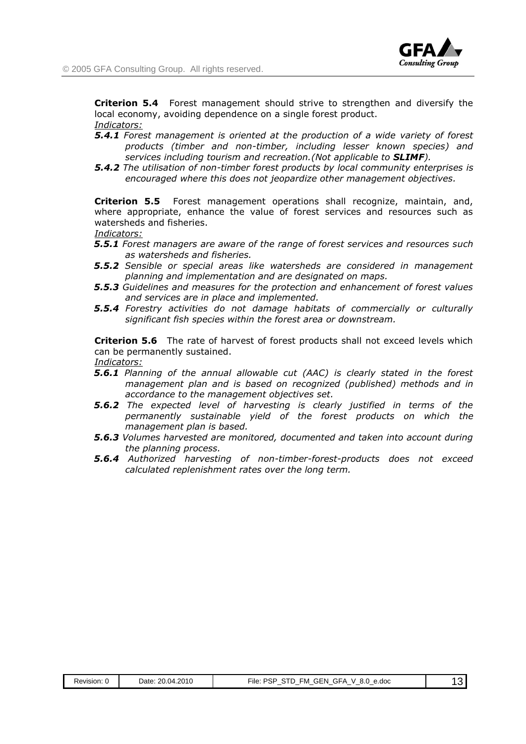**Criterion 5.4** Forest management should strive to strengthen and diversify the local economy, avoiding dependence on a single forest product.

*Indicators:*

***5.4.1*** *Forest management is oriented at the production of a wide variety of forest products (timber and non-timber, including lesser known species) and services including tourism and recreation.(Not applicable to **SLIMF**).*

***5.4.2*** *The utilisation of non-timber forest products by local community enterprises is encouraged where this does not jeopardize other management objectives.*

**Criterion 5.5** Forest management operations shall recognize, maintain, and, where appropriate, enhance the value of forest services and resources such as watersheds and fisheries.

*Indicators:*

***5.5.1*** *Forest managers are aware of the range of forest services and resources such as watersheds and fisheries.*

***5.5.2*** *Sensible or special areas like watersheds are considered in management planning and implementation and are designated on maps.*

***5.5.3*** *Guidelines and measures for the protection and enhancement of forest values and services are in place and implemented.*

***5.5.4*** *Forestry activities do not damage habitats of commercially or culturally significant fish species within the forest area or downstream.*

**Criterion 5.6** The rate of harvest of forest products shall not exceed levels which can be permanently sustained.

*Indicators:*

***5.6.1*** *Planning of the annual allowable cut (AAC) is clearly stated in the forest management plan and is based on recognized (published) methods and in accordance to the management objectives set.*

***5.6.2*** *The expected level of harvesting is clearly justified in terms of the permanently sustainable yield of the forest products on which the management plan is based.*

***5.6.3*** *Volumes harvested are monitored, documented and taken into account during the planning process.*

***5.6.4*** *Authorized harvesting of non-timber-forest-products does not exceed calculated replenishment rates over the long term.*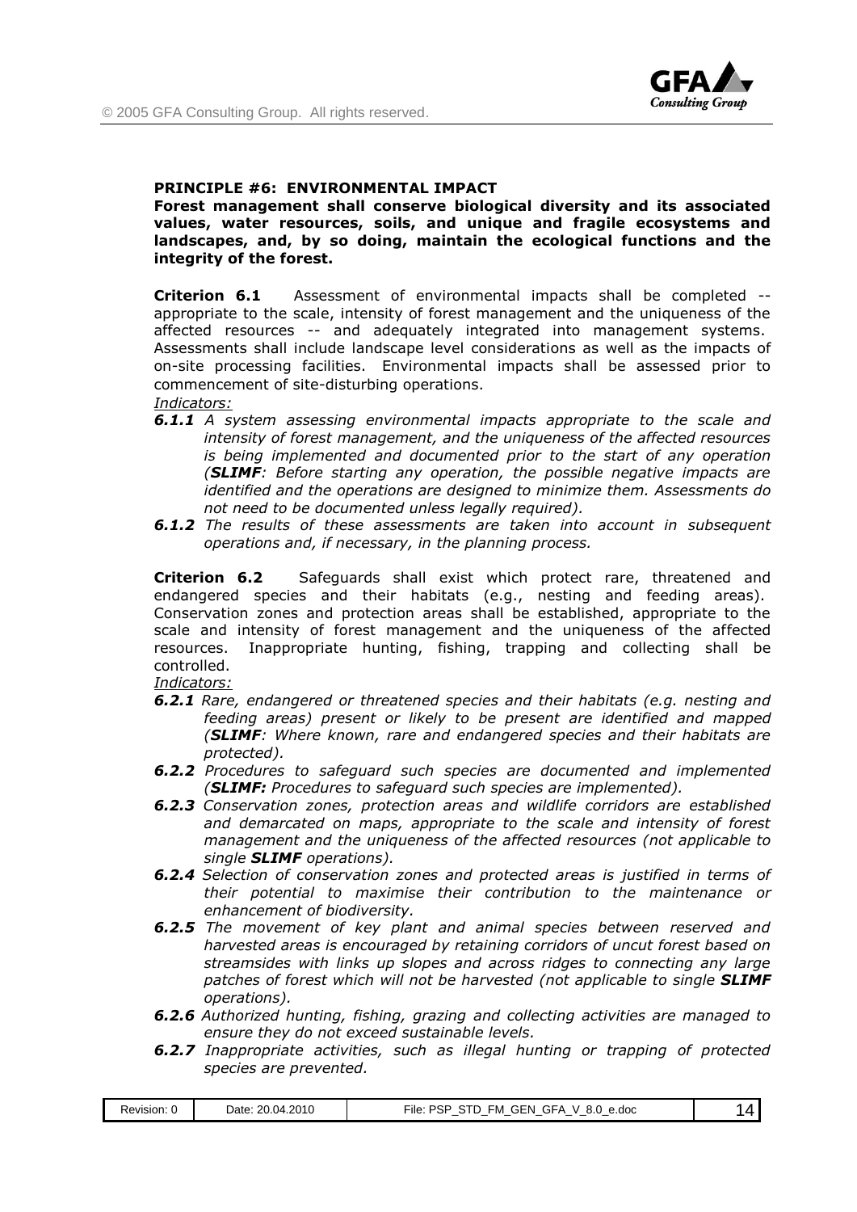**PRINCIPLE #6: ENVIRONMENTAL IMPACT**

**Forest management shall conserve biological diversity and its associated values, water resources, soils, and unique and fragile ecosystems and landscapes, and, by so doing, maintain the ecological functions and the integrity of the forest.**

**Criterion 6.1** Assessment of environmental impacts shall be completed -- appropriate to the scale, intensity of forest management and the uniqueness of the affected resources -- and adequately integrated into management systems. Assessments shall include landscape level considerations as well as the impacts of on-site processing facilities. Environmental impacts shall be assessed prior to commencement of site-disturbing operations.

*Indicators:*

- ***6.1.1*** *A system assessing environmental impacts appropriate to the scale and intensity of forest management, and the uniqueness of the affected resources is being implemented and documented prior to the start of any operation (**SLIMF**: Before starting any operation, the possible negative impacts are identified and the operations are designed to minimize them. Assessments do not need to be documented unless legally required).*
- ***6.1.2*** *The results of these assessments are taken into account in subsequent operations and, if necessary, in the planning process.*

**Criterion 6.2** Safeguards shall exist which protect rare, threatened and endangered species and their habitats (e.g., nesting and feeding areas). Conservation zones and protection areas shall be established, appropriate to the scale and intensity of forest management and the uniqueness of the affected resources. Inappropriate hunting, fishing, trapping and collecting shall be controlled.

*Indicators:*

- ***6.2.1*** *Rare, endangered or threatened species and their habitats (e.g. nesting and feeding areas) present or likely to be present are identified and mapped (**SLIMF**: Where known, rare and endangered species and their habitats are protected).*
- ***6.2.2*** *Procedures to safeguard such species are documented and implemented (**SLIMF: Procedures to safeguard such species are implemented**).*
- ***6.2.3*** *Conservation zones, protection areas and wildlife corridors are established and demarcated on maps, appropriate to the scale and intensity of forest management and the uniqueness of the affected resources (not applicable to single **SLIMF** operations).*
- ***6.2.4*** *Selection of conservation zones and protected areas is justified in terms of their potential to maximise their contribution to the maintenance or enhancement of biodiversity.*
- ***6.2.5*** *The movement of key plant and animal species between reserved and harvested areas is encouraged by retaining corridors of uncut forest based on streamsides with links up slopes and across ridges to connecting any large patches of forest which will not be harvested (not applicable to single **SLIMF** operations).*
- ***6.2.6*** *Authorized hunting, fishing, grazing and collecting activities are managed to ensure they do not exceed sustainable levels.*
- ***6.2.7*** *Inappropriate activities, such as illegal hunting or trapping of protected species are prevented.*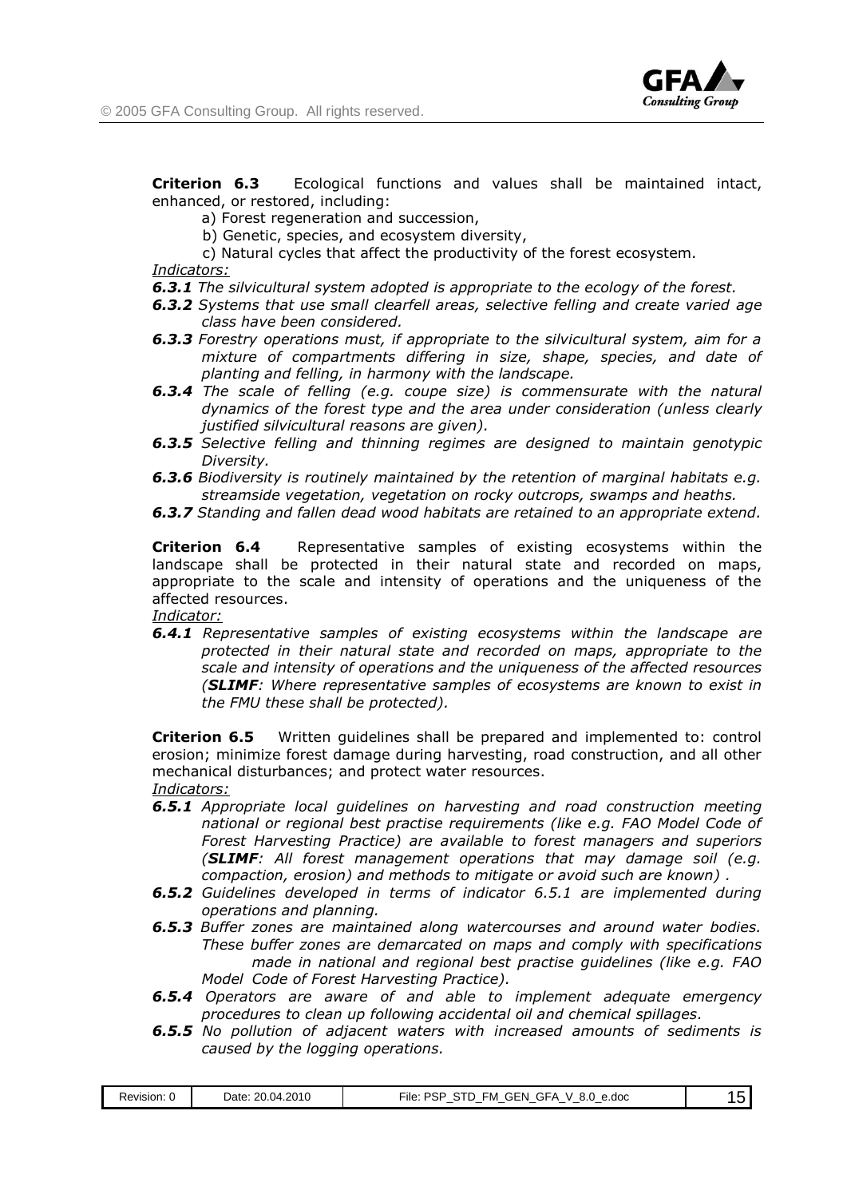**Criterion 6.3** Ecological functions and values shall be maintained intact, enhanced, or restored, including:

a) Forest regeneration and succession,

b) Genetic, species, and ecosystem diversity,

c) Natural cycles that affect the productivity of the forest ecosystem.

*Indicators:*

***6.3.1*** *The silvicultural system adopted is appropriate to the ecology of the forest.*

***6.3.2*** *Systems that use small clearfell areas, selective felling and create varied age class have been considered.*

***6.3.3*** *Forestry operations must, if appropriate to the silvicultural system, aim for a mixture of compartments differing in size, shape, species, and date of planting and felling, in harmony with the landscape.*

***6.3.4*** *The scale of felling (e.g. coupe size) is commensurate with the natural dynamics of the forest type and the area under consideration (unless clearly justified silvicultural reasons are given).*

***6.3.5*** *Selective felling and thinning regimes are designed to maintain genotypic Diversity.*

***6.3.6*** *Biodiversity is routinely maintained by the retention of marginal habitats e.g. streamside vegetation, vegetation on rocky outcrops, swamps and heaths.*

***6.3.7*** *Standing and fallen dead wood habitats are retained to an appropriate extend.*

**Criterion 6.4** Representative samples of existing ecosystems within the landscape shall be protected in their natural state and recorded on maps, appropriate to the scale and intensity of operations and the uniqueness of the affected resources.

*Indicator:*

***6.4.1*** *Representative samples of existing ecosystems within the landscape are protected in their natural state and recorded on maps, appropriate to the scale and intensity of operations and the uniqueness of the affected resources (**SLIMF**: Where representative samples of ecosystems are known to exist in the FMU these shall be protected).*

**Criterion 6.5** Written guidelines shall be prepared and implemented to: control erosion; minimize forest damage during harvesting, road construction, and all other mechanical disturbances; and protect water resources.

*Indicators:*

***6.5.1*** *Appropriate local guidelines on harvesting and road construction meeting national or regional best practise requirements (like e.g. FAO Model Code of Forest Harvesting Practice) are available to forest managers and superiors (**SLIMF**: All forest management operations that may damage soil (e.g. compaction, erosion) and methods to mitigate or avoid such are known) .*

***6.5.2*** *Guidelines developed in terms of indicator 6.5.1 are implemented during operations and planning.*

***6.5.3*** *Buffer zones are maintained along watercourses and around water bodies. These buffer zones are demarcated on maps and comply with specifications made in national and regional best practise guidelines (like e.g. FAO Model Code of Forest Harvesting Practice).*

***6.5.4*** *Operators are aware of and able to implement adequate emergency procedures to clean up following accidental oil and chemical spillages.*

***6.5.5*** *No pollution of adjacent waters with increased amounts of sediments is caused by the logging operations.*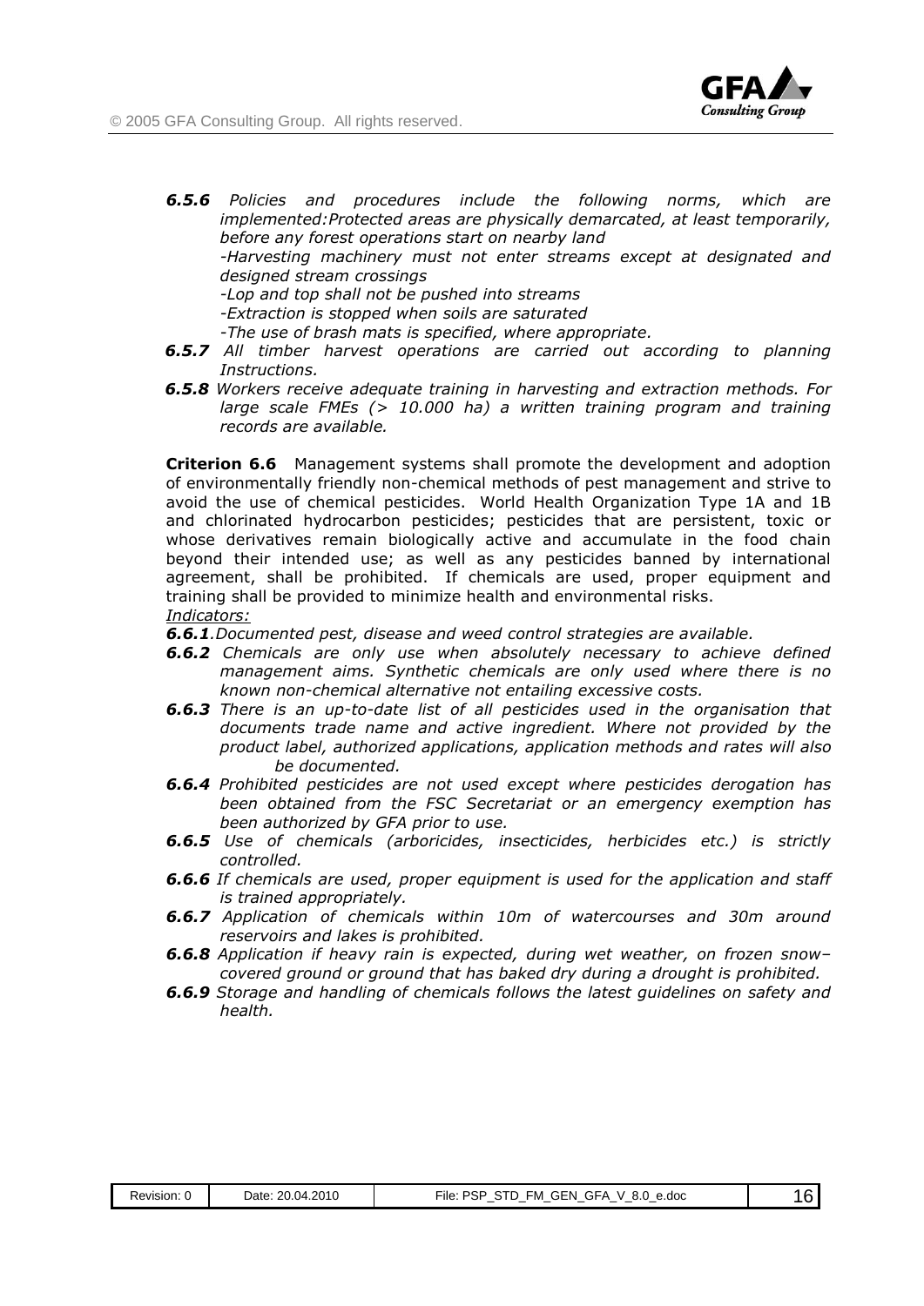***6.5.6*** *Policies and procedures include the following norms, which are implemented:Protected areas are physically demarcated, at least temporarily, before any forest operations start on nearby land*

*-Harvesting machinery must not enter streams except at designated and designed stream crossings*

*-Lop and top shall not be pushed into streams*

*-Extraction is stopped when soils are saturated*

*-The use of brash mats is specified, where appropriate.*

***6.5.7*** *All timber harvest operations are carried out according to planning Instructions.*

***6.5.8*** *Workers receive adequate training in harvesting and extraction methods. For large scale FMEs (> 10.000 ha) a written training program and training records are available.*

**Criterion 6.6** Management systems shall promote the development and adoption of environmentally friendly non-chemical methods of pest management and strive to avoid the use of chemical pesticides. World Health Organization Type 1A and 1B and chlorinated hydrocarbon pesticides; pesticides that are persistent, toxic or whose derivatives remain biologically active and accumulate in the food chain beyond their intended use; as well as any pesticides banned by international agreement, shall be prohibited. If chemicals are used, proper equipment and training shall be provided to minimize health and environmental risks.

*Indicators:*

***6.6.1***.*Documented pest, disease and weed control strategies are available.*

***6.6.2*** *Chemicals are only use when absolutely necessary to achieve defined management aims. Synthetic chemicals are only used where there is no known non-chemical alternative not entailing excessive costs.*

***6.6.3*** *There is an up-to-date list of all pesticides used in the organisation that documents trade name and active ingredient. Where not provided by the product label, authorized applications, application methods and rates will also be documented.*

***6.6.4*** *Prohibited pesticides are not used except where pesticides derogation has been obtained from the FSC Secretariat or an emergency exemption has been authorized by GFA prior to use.*

***6.6.5*** *Use of chemicals (arboricides, insecticides, herbicides etc.) is strictly controlled.*

***6.6.6*** *If chemicals are used, proper equipment is used for the application and staff is trained appropriately.*

***6.6.7*** *Application of chemicals within 10m of watercourses and 30m around reservoirs and lakes is prohibited.*

***6.6.8*** *Application if heavy rain is expected, during wet weather, on frozen snow–covered ground or ground that has baked dry during a drought is prohibited.*

***6.6.9*** *Storage and handling of chemicals follows the latest guidelines on safety and health.*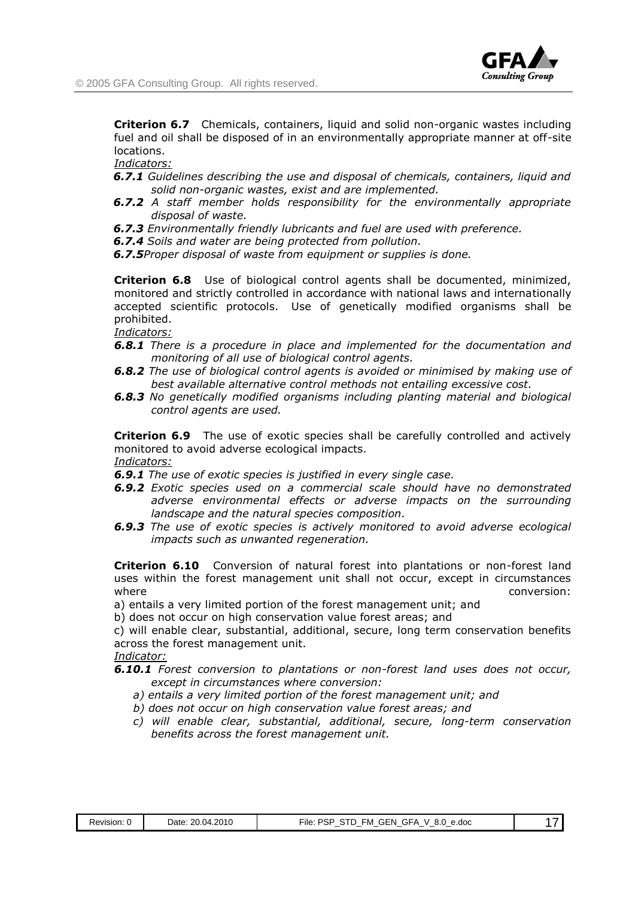**Criterion 6.7** Chemicals, containers, liquid and solid non-organic wastes including fuel and oil shall be disposed of in an environmentally appropriate manner at off-site locations.

*Indicators:*

***6.7.1*** *Guidelines describing the use and disposal of chemicals, containers, liquid and solid non-organic wastes, exist and are implemented.*

***6.7.2*** *A staff member holds responsibility for the environmentally appropriate disposal of waste.*

***6.7.3*** *Environmentally friendly lubricants and fuel are used with preference.*

***6.7.4*** *Soils and water are being protected from pollution.*

***6.7.5****Proper disposal of waste from equipment or supplies is done.*

**Criterion 6.8** Use of biological control agents shall be documented, minimized, monitored and strictly controlled in accordance with national laws and internationally accepted scientific protocols. Use of genetically modified organisms shall be prohibited.

*Indicators:*

***6.8.1*** *There is a procedure in place and implemented for the documentation and monitoring of all use of biological control agents.*

***6.8.2*** *The use of biological control agents is avoided or minimised by making use of best available alternative control methods not entailing excessive cost.*

***6.8.3*** *No genetically modified organisms including planting material and biological control agents are used.*

**Criterion 6.9** The use of exotic species shall be carefully controlled and actively monitored to avoid adverse ecological impacts.

*Indicators:*

***6.9.1*** *The use of exotic species is justified in every single case.*

***6.9.2*** *Exotic species used on a commercial scale should have no demonstrated adverse environmental effects or adverse impacts on the surrounding landscape and the natural species composition.*

***6.9.3*** *The use of exotic species is actively monitored to avoid adverse ecological impacts such as unwanted regeneration.*

**Criterion 6.10** Conversion of natural forest into plantations or non-forest land uses within the forest management unit shall not occur, except in circumstances where conversion:

a) entails a very limited portion of the forest management unit; and

b) does not occur on high conservation value forest areas; and

c) will enable clear, substantial, additional, secure, long term conservation benefits across the forest management unit.

*Indicator:*

***6.10.1*** *Forest conversion to plantations or non-forest land uses does not occur, except in circumstances where conversion:*

*a) entails a very limited portion of the forest management unit; and*

*b) does not occur on high conservation value forest areas; and*

*c) will enable clear, substantial, additional, secure, long-term conservation benefits across the forest management unit.*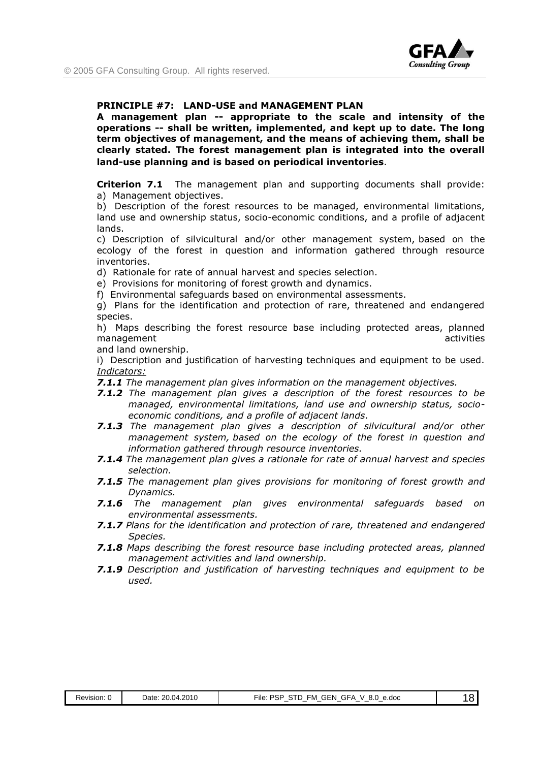**PRINCIPLE #7: LAND-USE and MANAGEMENT PLAN**

**A management plan -- appropriate to the scale and intensity of the operations -- shall be written, implemented, and kept up to date. The long term objectives of management, and the means of achieving them, shall be clearly stated. The forest management plan is integrated into the overall land-use planning and is based on periodical inventories**.

**Criterion 7.1** The management plan and supporting documents shall provide:

a) Management objectives.

b) Description of the forest resources to be managed, environmental limitations, land use and ownership status, socio-economic conditions, and a profile of adjacent lands.

c) Description of silvicultural and/or other management system, based on the ecology of the forest in question and information gathered through resource inventories.

d) Rationale for rate of annual harvest and species selection.

e) Provisions for monitoring of forest growth and dynamics.

f) Environmental safeguards based on environmental assessments.

g) Plans for the identification and protection of rare, threatened and endangered species.

h) Maps describing the forest resource base including protected areas, planned management activities and land ownership.

i) Description and justification of harvesting techniques and equipment to be used.

*Indicators:*

***7.1.1*** *The management plan gives information on the management objectives.*

***7.1.2*** *The management plan gives a description of the forest resources to be managed, environmental limitations, land use and ownership status, socio-economic conditions, and a profile of adjacent lands.*

***7.1.3*** *The management plan gives a description of silvicultural and/or other management system, based on the ecology of the forest in question and information gathered through resource inventories.*

***7.1.4*** *The management plan gives a rationale for rate of annual harvest and species selection.*

***7.1.5*** *The management plan gives provisions for monitoring of forest growth and Dynamics.*

***7.1.6*** *The management plan gives environmental safeguards based on environmental assessments.*

***7.1.7*** *Plans for the identification and protection of rare, threatened and endangered Species.*

***7.1.8*** *Maps describing the forest resource base including protected areas, planned management activities and land ownership.*

***7.1.9*** *Description and justification of harvesting techniques and equipment to be used.*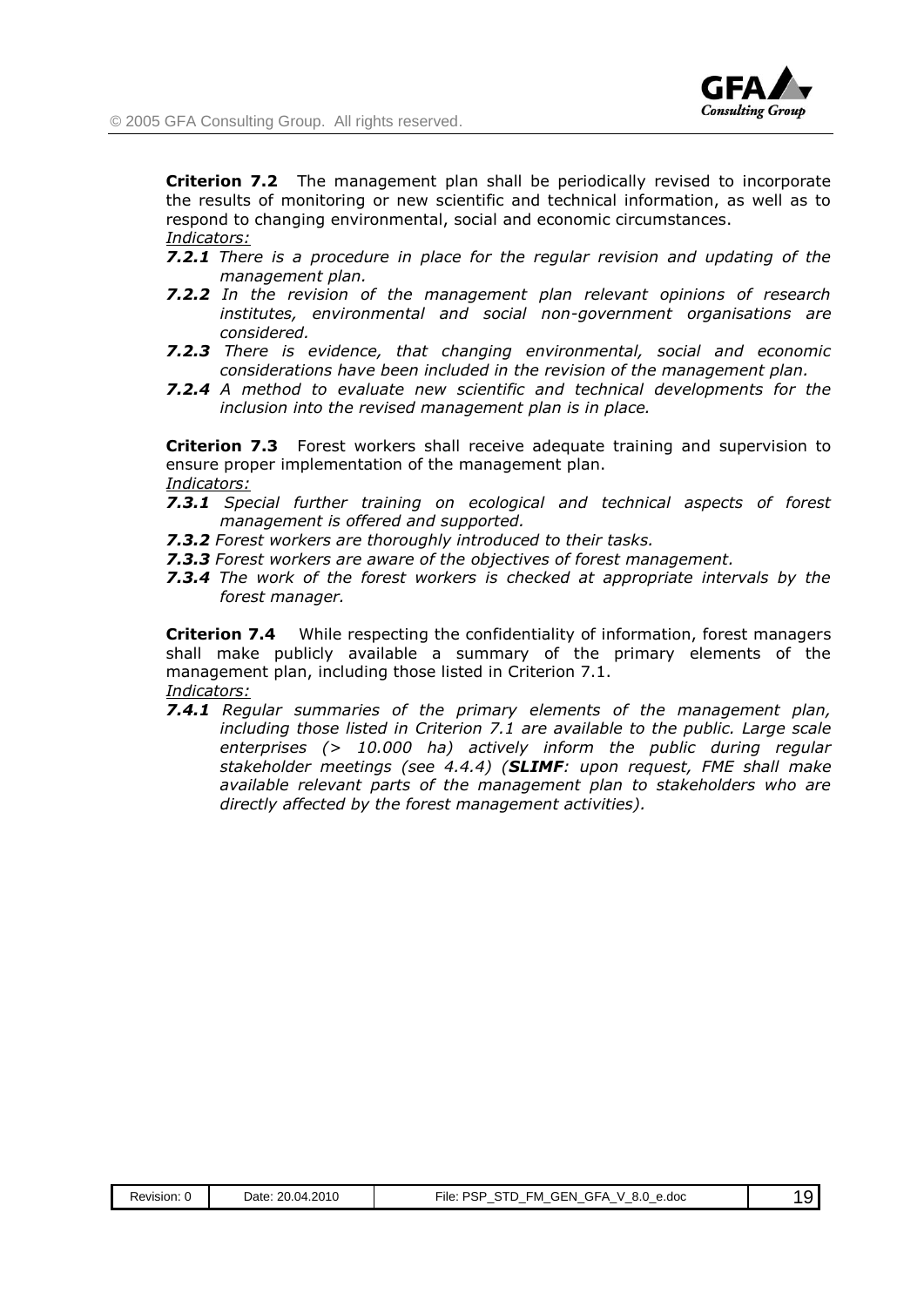**Criterion 7.2** The management plan shall be periodically revised to incorporate the results of monitoring or new scientific and technical information, as well as to respond to changing environmental, social and economic circumstances.

*Indicators:*

***7.2.1*** *There is a procedure in place for the regular revision and updating of the management plan.*

***7.2.2*** *In the revision of the management plan relevant opinions of research institutes, environmental and social non-government organisations are considered.*

***7.2.3*** *There is evidence, that changing environmental, social and economic considerations have been included in the revision of the management plan.*

***7.2.4*** *A method to evaluate new scientific and technical developments for the inclusion into the revised management plan is in place.*

**Criterion 7.3** Forest workers shall receive adequate training and supervision to ensure proper implementation of the management plan.

*Indicators:*

***7.3.1*** *Special further training on ecological and technical aspects of forest management is offered and supported.*

***7.3.2*** *Forest workers are thoroughly introduced to their tasks.*

***7.3.3*** *Forest workers are aware of the objectives of forest management.*

***7.3.4*** *The work of the forest workers is checked at appropriate intervals by the forest manager.*

**Criterion 7.4** While respecting the confidentiality of information, forest managers shall make publicly available a summary of the primary elements of the management plan, including those listed in Criterion 7.1.

*Indicators:*

***7.4.1*** *Regular summaries of the primary elements of the management plan, including those listed in Criterion 7.1 are available to the public. Large scale enterprises (> 10.000 ha) actively inform the public during regular stakeholder meetings (see 4.4.4) (**SLIMF**: upon request, FME shall make available relevant parts of the management plan to stakeholders who are directly affected by the forest management activities).*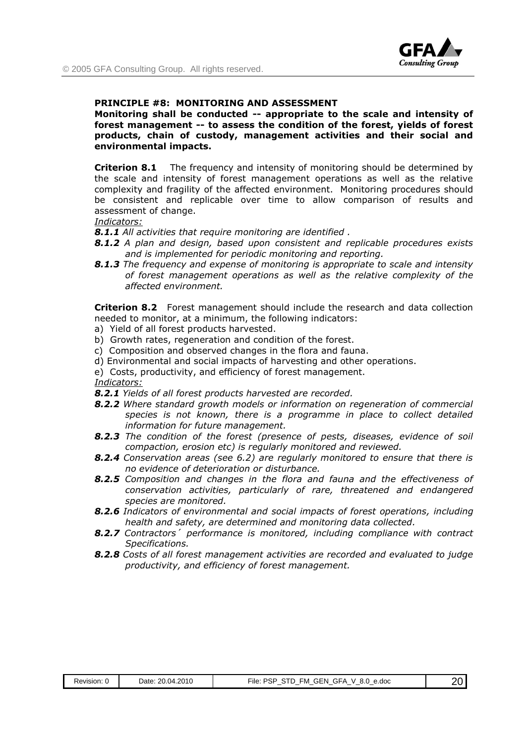**PRINCIPLE #8: MONITORING AND ASSESSMENT**

**Monitoring shall be conducted -- appropriate to the scale and intensity of forest management -- to assess the condition of the forest, yields of forest products, chain of custody, management activities and their social and environmental impacts.**

**Criterion 8.1** The frequency and intensity of monitoring should be determined by the scale and intensity of forest management operations as well as the relative complexity and fragility of the affected environment. Monitoring procedures should be consistent and replicable over time to allow comparison of results and assessment of change.

*Indicators:*

***8.1.1*** *All activities that require monitoring are identified .*

***8.1.2*** *A plan and design, based upon consistent and replicable procedures exists and is implemented for periodic monitoring and reporting.*

***8.1.3*** *The frequency and expense of monitoring is appropriate to scale and intensity of forest management operations as well as the relative complexity of the affected environment.*

**Criterion 8.2** Forest management should include the research and data collection needed to monitor, at a minimum, the following indicators:

a) Yield of all forest products harvested.
b) Growth rates, regeneration and condition of the forest.
c) Composition and observed changes in the flora and fauna.
d) Environmental and social impacts of harvesting and other operations.
e) Costs, productivity, and efficiency of forest management.

*Indicators:*

***8.2.1*** *Yields of all forest products harvested are recorded.*

***8.2.2*** *Where standard growth models or information on regeneration of commercial species is not known, there is a programme in place to collect detailed information for future management.*

***8.2.3*** *The condition of the forest (presence of pests, diseases, evidence of soil compaction, erosion etc) is regularly monitored and reviewed.*

***8.2.4*** *Conservation areas (see 6.2) are regularly monitored to ensure that there is no evidence of deterioration or disturbance.*

***8.2.5*** *Composition and changes in the flora and fauna and the effectiveness of conservation activities, particularly of rare, threatened and endangered species are monitored.*

***8.2.6*** *Indicators of environmental and social impacts of forest operations, including health and safety, are determined and monitoring data collected.*

***8.2.7*** *Contractors´ performance is monitored, including compliance with contract Specifications.*

***8.2.8*** *Costs of all forest management activities are recorded and evaluated to judge productivity, and efficiency of forest management.*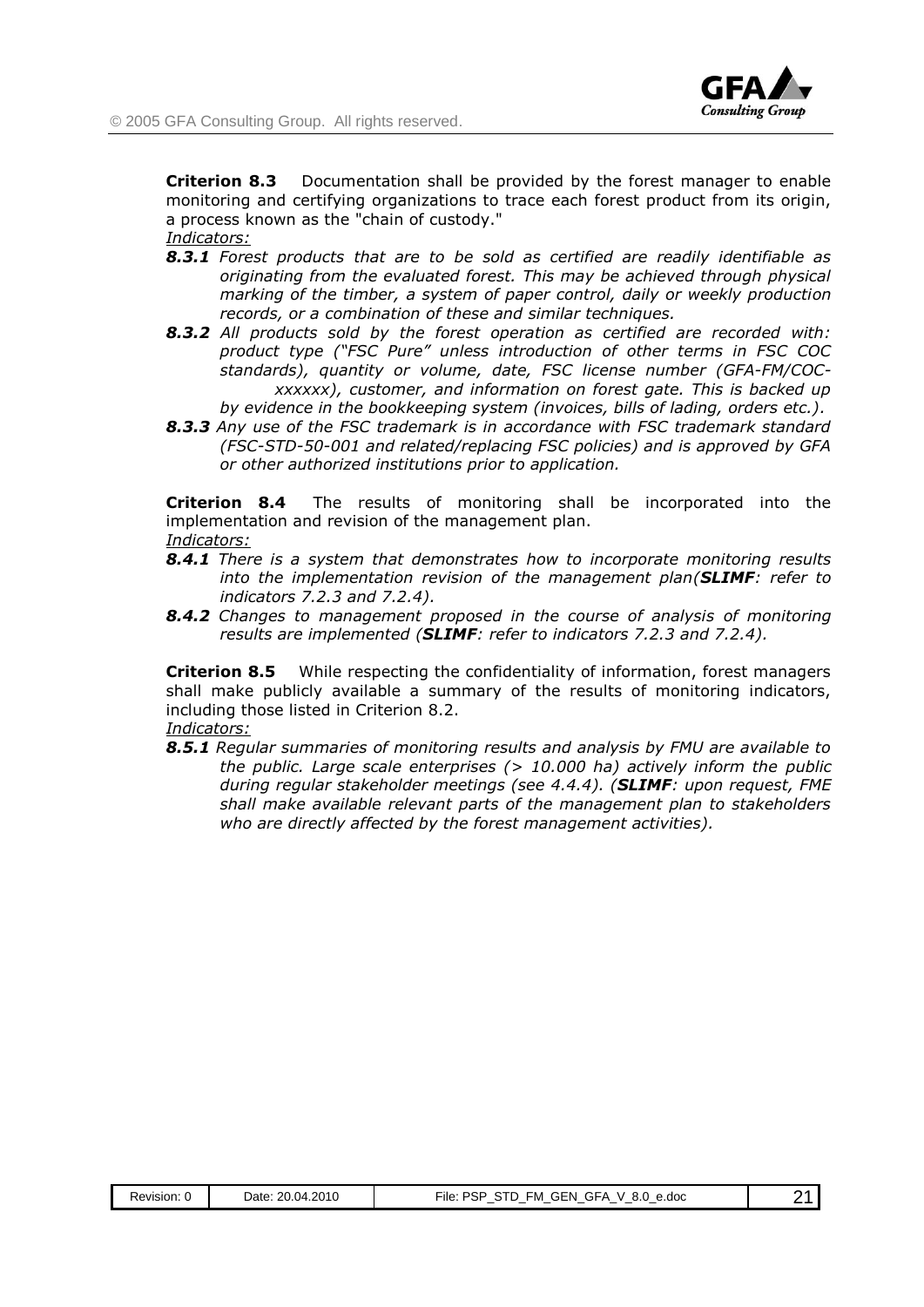**Criterion 8.3** Documentation shall be provided by the forest manager to enable monitoring and certifying organizations to trace each forest product from its origin, a process known as the "chain of custody."

*Indicators:*

***8.3.1*** *Forest products that are to be sold as certified are readily identifiable as originating from the evaluated forest. This may be achieved through physical marking of the timber, a system of paper control, daily or weekly production records, or a combination of these and similar techniques.*

***8.3.2*** *All products sold by the forest operation as certified are recorded with: product type ("FSC Pure" unless introduction of other terms in FSC COC standards), quantity or volume, date, FSC license number (GFA-FM/COC-xxxxxx), customer, and information on forest gate. This is backed up by evidence in the bookkeeping system (invoices, bills of lading, orders etc.).*

***8.3.3*** *Any use of the FSC trademark is in accordance with FSC trademark standard (FSC-STD-50-001 and related/replacing FSC policies) and is approved by GFA or other authorized institutions prior to application.*

**Criterion 8.4** The results of monitoring shall be incorporated into the implementation and revision of the management plan.

*Indicators:*

***8.4.1*** *There is a system that demonstrates how to incorporate monitoring results into the implementation revision of the management plan(**SLIMF**: refer to indicators 7.2.3 and 7.2.4).*

***8.4.2*** *Changes to management proposed in the course of analysis of monitoring results are implemented (**SLIMF**: refer to indicators 7.2.3 and 7.2.4).*

**Criterion 8.5** While respecting the confidentiality of information, forest managers shall make publicly available a summary of the results of monitoring indicators, including those listed in Criterion 8.2.

*Indicators:*

***8.5.1*** *Regular summaries of monitoring results and analysis by FMU are available to the public. Large scale enterprises (> 10.000 ha) actively inform the public during regular stakeholder meetings (see 4.4.4). (**SLIMF**: upon request, FME shall make available relevant parts of the management plan to stakeholders who are directly affected by the forest management activities).*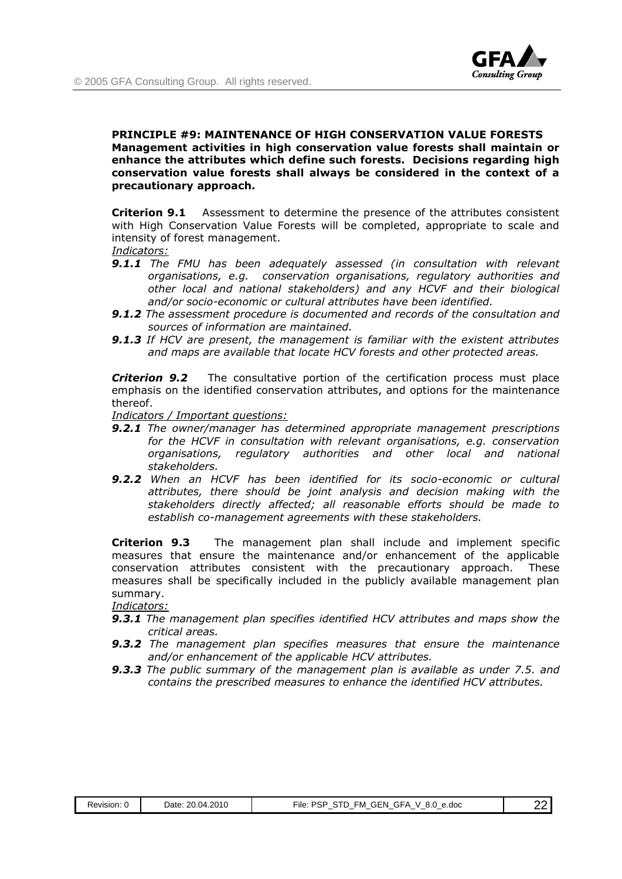**PRINCIPLE #9: MAINTENANCE OF HIGH CONSERVATION VALUE FORESTS**
**Management activities in high conservation value forests shall maintain or enhance the attributes which define such forests. Decisions regarding high conservation value forests shall always be considered in the context of a precautionary approach.**

**Criterion 9.1** Assessment to determine the presence of the attributes consistent with High Conservation Value Forests will be completed, appropriate to scale and intensity of forest management.

*Indicators:*

- ***9.1.1*** *The FMU has been adequately assessed (in consultation with relevant organisations, e.g. conservation organisations, regulatory authorities and other local and national stakeholders) and any HCVF and their biological and/or socio-economic or cultural attributes have been identified.*
- ***9.1.2*** *The assessment procedure is documented and records of the consultation and sources of information are maintained.*
- ***9.1.3*** *If HCV are present, the management is familiar with the existent attributes and maps are available that locate HCV forests and other protected areas.*

***Criterion 9.2*** The consultative portion of the certification process must place emphasis on the identified conservation attributes, and options for the maintenance thereof.

*Indicators / Important questions:*

- ***9.2.1*** *The owner/manager has determined appropriate management prescriptions for the HCVF in consultation with relevant organisations, e.g. conservation organisations, regulatory authorities and other local and national stakeholders.*
- ***9.2.2*** *When an HCVF has been identified for its socio-economic or cultural attributes, there should be joint analysis and decision making with the stakeholders directly affected; all reasonable efforts should be made to establish co-management agreements with these stakeholders.*

**Criterion 9.3** The management plan shall include and implement specific measures that ensure the maintenance and/or enhancement of the applicable conservation attributes consistent with the precautionary approach. These measures shall be specifically included in the publicly available management plan summary.

*Indicators:*

- ***9.3.1*** *The management plan specifies identified HCV attributes and maps show the critical areas.*
- ***9.3.2*** *The management plan specifies measures that ensure the maintenance and/or enhancement of the applicable HCV attributes.*
- ***9.3.3*** *The public summary of the management plan is available as under 7.5. and contains the prescribed measures to enhance the identified HCV attributes.*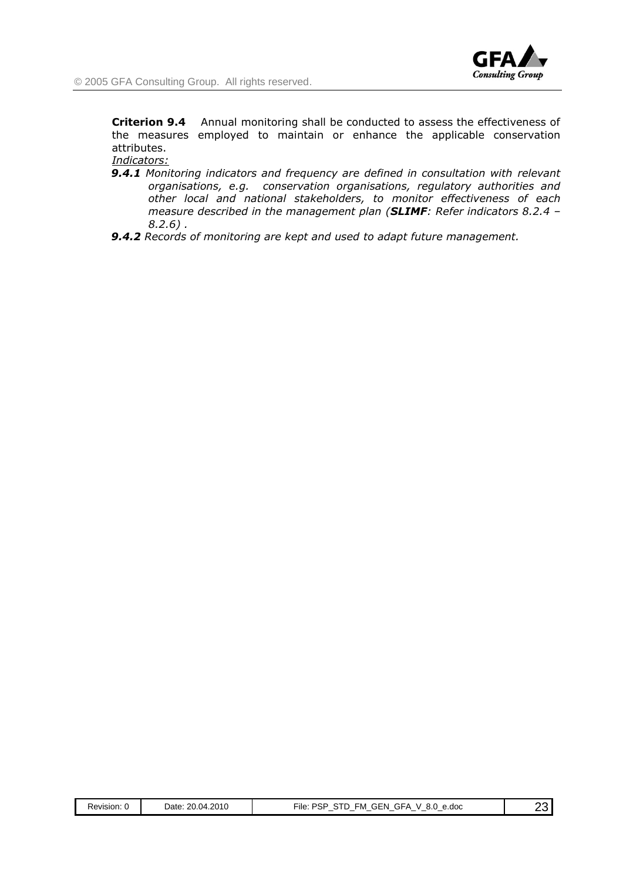**Criterion 9.4** Annual monitoring shall be conducted to assess the effectiveness of the measures employed to maintain or enhance the applicable conservation attributes.

*Indicators:*

***9.4.1*** *Monitoring indicators and frequency are defined in consultation with relevant organisations, e.g. conservation organisations, regulatory authorities and other local and national stakeholders, to monitor effectiveness of each measure described in the management plan (**SLIMF**: Refer indicators 8.2.4 – 8.2.6) .*

***9.4.2*** *Records of monitoring are kept and used to adapt future management.*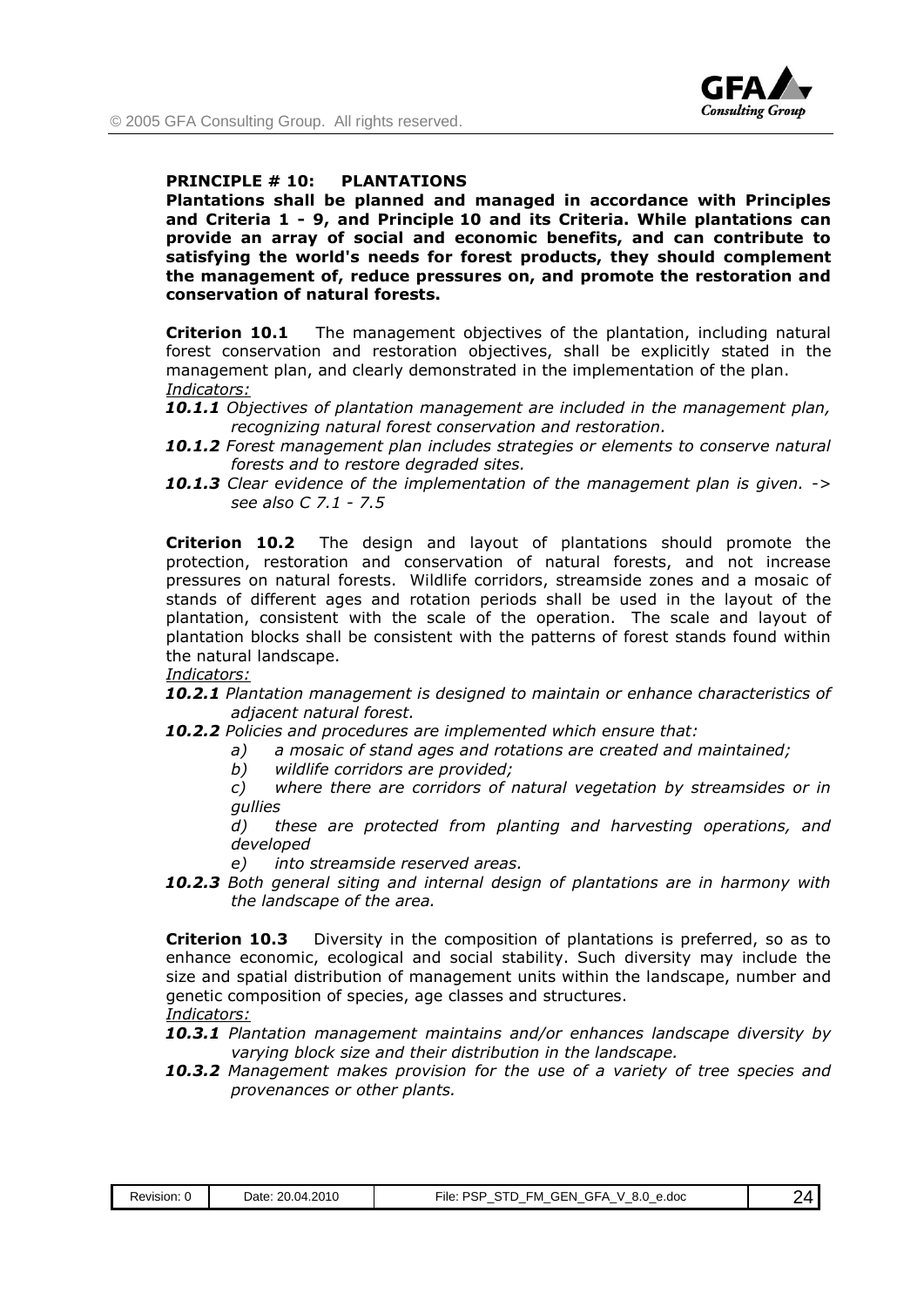**PRINCIPLE # 10: PLANTATIONS**

**Plantations shall be planned and managed in accordance with Principles and Criteria 1 - 9, and Principle 10 and its Criteria. While plantations can provide an array of social and economic benefits, and can contribute to satisfying the world's needs for forest products, they should complement the management of, reduce pressures on, and promote the restoration and conservation of natural forests.**

**Criterion 10.1** The management objectives of the plantation, including natural forest conservation and restoration objectives, shall be explicitly stated in the management plan, and clearly demonstrated in the implementation of the plan.

*Indicators:*

***10.1.1*** *Objectives of plantation management are included in the management plan, recognizing natural forest conservation and restoration.*

***10.1.2*** *Forest management plan includes strategies or elements to conserve natural forests and to restore degraded sites.*

***10.1.3*** *Clear evidence of the implementation of the management plan is given. -> see also C 7.1 - 7.5*

**Criterion 10.2** The design and layout of plantations should promote the protection, restoration and conservation of natural forests, and not increase pressures on natural forests. Wildlife corridors, streamside zones and a mosaic of stands of different ages and rotation periods shall be used in the layout of the plantation, consistent with the scale of the operation. The scale and layout of plantation blocks shall be consistent with the patterns of forest stands found within the natural landscape.

*Indicators:*

***10.2.1*** *Plantation management is designed to maintain or enhance characteristics of adjacent natural forest.*

***10.2.2*** *Policies and procedures are implemented which ensure that:*

*a) a mosaic of stand ages and rotations are created and maintained;*

*b) wildlife corridors are provided;*

*c) where there are corridors of natural vegetation by streamsides or in gullies*

*d) these are protected from planting and harvesting operations, and developed*

*e) into streamside reserved areas.*

***10.2.3*** *Both general siting and internal design of plantations are in harmony with the landscape of the area.*

**Criterion 10.3** Diversity in the composition of plantations is preferred, so as to enhance economic, ecological and social stability. Such diversity may include the size and spatial distribution of management units within the landscape, number and genetic composition of species, age classes and structures.

*Indicators:*

***10.3.1*** *Plantation management maintains and/or enhances landscape diversity by varying block size and their distribution in the landscape.*

***10.3.2*** *Management makes provision for the use of a variety of tree species and provenances or other plants.*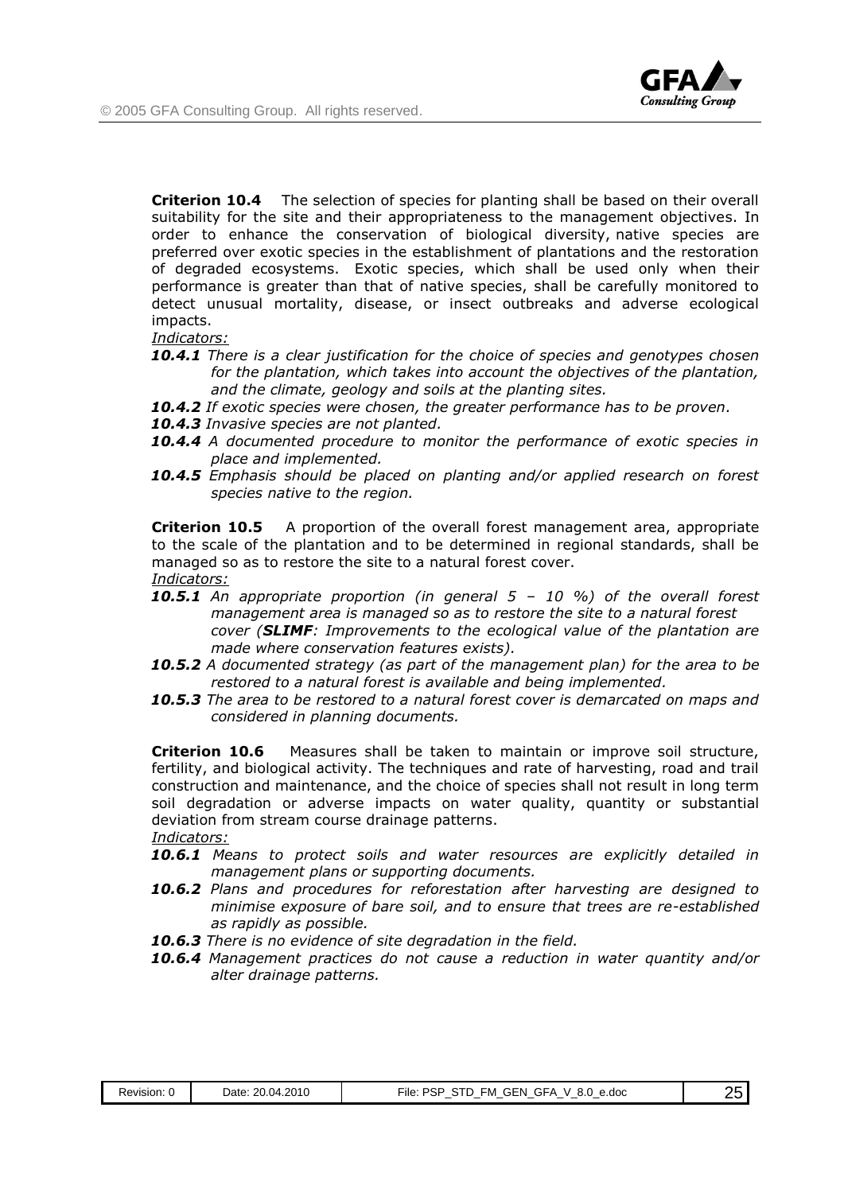**Criterion 10.4** The selection of species for planting shall be based on their overall suitability for the site and their appropriateness to the management objectives. In order to enhance the conservation of biological diversity, native species are preferred over exotic species in the establishment of plantations and the restoration of degraded ecosystems. Exotic species, which shall be used only when their performance is greater than that of native species, shall be carefully monitored to detect unusual mortality, disease, or insect outbreaks and adverse ecological impacts.

*Indicators:*

***10.4.1*** *There is a clear justification for the choice of species and genotypes chosen for the plantation, which takes into account the objectives of the plantation, and the climate, geology and soils at the planting sites.*

***10.4.2*** *If exotic species were chosen, the greater performance has to be proven.*

***10.4.3*** *Invasive species are not planted.*

***10.4.4*** *A documented procedure to monitor the performance of exotic species in place and implemented.*

***10.4.5*** *Emphasis should be placed on planting and/or applied research on forest species native to the region.*

**Criterion 10.5** A proportion of the overall forest management area, appropriate to the scale of the plantation and to be determined in regional standards, shall be managed so as to restore the site to a natural forest cover.

*Indicators:*

***10.5.1*** *An appropriate proportion (in general 5 – 10 %) of the overall forest management area is managed so as to restore the site to a natural forest cover (**SLIMF**: Improvements to the ecological value of the plantation are made where conservation features exists).*

***10.5.2*** *A documented strategy (as part of the management plan) for the area to be restored to a natural forest is available and being implemented.*

***10.5.3*** *The area to be restored to a natural forest cover is demarcated on maps and considered in planning documents.*

**Criterion 10.6** Measures shall be taken to maintain or improve soil structure, fertility, and biological activity. The techniques and rate of harvesting, road and trail construction and maintenance, and the choice of species shall not result in long term soil degradation or adverse impacts on water quality, quantity or substantial deviation from stream course drainage patterns.

*Indicators:*

***10.6.1*** *Means to protect soils and water resources are explicitly detailed in management plans or supporting documents.*

***10.6.2*** *Plans and procedures for reforestation after harvesting are designed to minimise exposure of bare soil, and to ensure that trees are re-established as rapidly as possible.*

***10.6.3*** *There is no evidence of site degradation in the field.*

***10.6.4*** *Management practices do not cause a reduction in water quantity and/or alter drainage patterns.*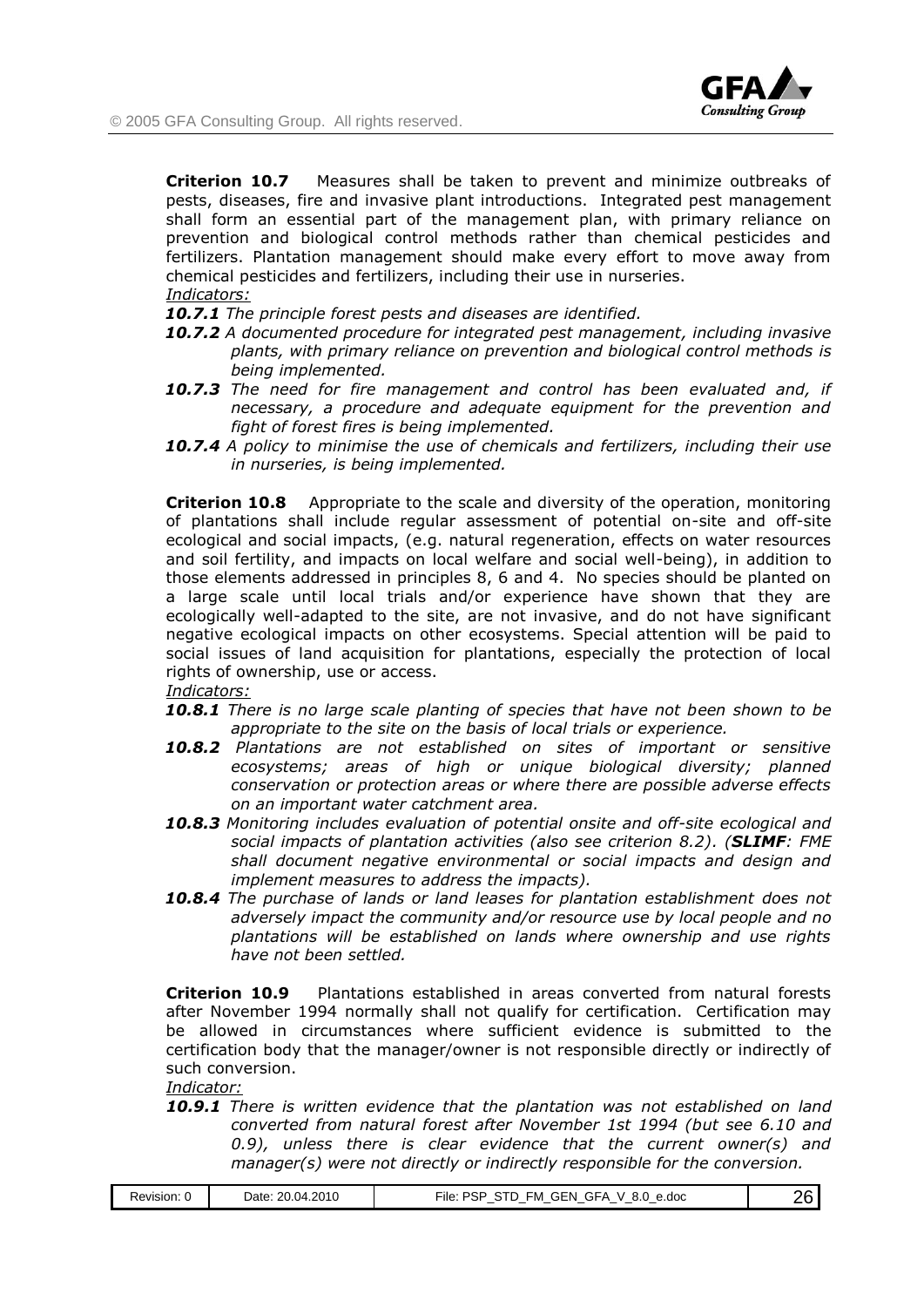**Criterion 10.7** Measures shall be taken to prevent and minimize outbreaks of pests, diseases, fire and invasive plant introductions. Integrated pest management shall form an essential part of the management plan, with primary reliance on prevention and biological control methods rather than chemical pesticides and fertilizers. Plantation management should make every effort to move away from chemical pesticides and fertilizers, including their use in nurseries.

*Indicators:*

***10.7.1*** *The principle forest pests and diseases are identified.*

***10.7.2*** *A documented procedure for integrated pest management, including invasive plants, with primary reliance on prevention and biological control methods is being implemented.*

***10.7.3*** *The need for fire management and control has been evaluated and, if necessary, a procedure and adequate equipment for the prevention and fight of forest fires is being implemented.*

***10.7.4*** *A policy to minimise the use of chemicals and fertilizers, including their use in nurseries, is being implemented.*

**Criterion 10.8** Appropriate to the scale and diversity of the operation, monitoring of plantations shall include regular assessment of potential on-site and off-site ecological and social impacts, (e.g. natural regeneration, effects on water resources and soil fertility, and impacts on local welfare and social well-being), in addition to those elements addressed in principles 8, 6 and 4. No species should be planted on a large scale until local trials and/or experience have shown that they are ecologically well-adapted to the site, are not invasive, and do not have significant negative ecological impacts on other ecosystems. Special attention will be paid to social issues of land acquisition for plantations, especially the protection of local rights of ownership, use or access.

*Indicators:*

***10.8.1*** *There is no large scale planting of species that have not been shown to be appropriate to the site on the basis of local trials or experience.*

***10.8.2*** *Plantations are not established on sites of important or sensitive ecosystems; areas of high or unique biological diversity; planned conservation or protection areas or where there are possible adverse effects on an important water catchment area.*

***10.8.3*** *Monitoring includes evaluation of potential onsite and off-site ecological and social impacts of plantation activities (also see criterion 8.2). (**SLIMF**: FME shall document negative environmental or social impacts and design and implement measures to address the impacts).*

***10.8.4*** *The purchase of lands or land leases for plantation establishment does not adversely impact the community and/or resource use by local people and no plantations will be established on lands where ownership and use rights have not been settled.*

**Criterion 10.9** Plantations established in areas converted from natural forests after November 1994 normally shall not qualify for certification. Certification may be allowed in circumstances where sufficient evidence is submitted to the certification body that the manager/owner is not responsible directly or indirectly of such conversion.

*Indicator:*

***10.9.1*** *There is written evidence that the plantation was not established on land converted from natural forest after November 1st 1994 (but see 6.10 and 0.9), unless there is clear evidence that the current owner(s) and manager(s) were not directly or indirectly responsible for the conversion.*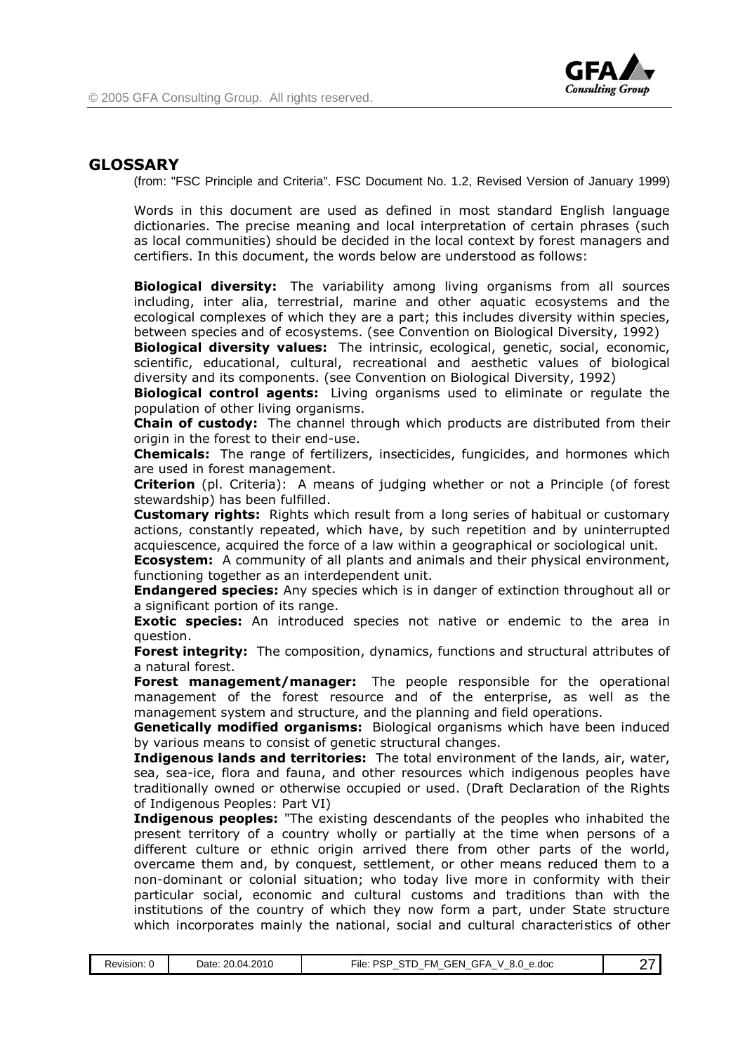## GLOSSARY

(from: "FSC Principle and Criteria". FSC Document No. 1.2, Revised Version of January 1999)

Words in this document are used as defined in most standard English language dictionaries. The precise meaning and local interpretation of certain phrases (such as local communities) should be decided in the local context by forest managers and certifiers. In this document, the words below are understood as follows:

**Biological diversity:** The variability among living organisms from all sources including, inter alia, terrestrial, marine and other aquatic ecosystems and the ecological complexes of which they are a part; this includes diversity within species, between species and of ecosystems. (see Convention on Biological Diversity, 1992)

**Biological diversity values:** The intrinsic, ecological, genetic, social, economic, scientific, educational, cultural, recreational and aesthetic values of biological diversity and its components. (see Convention on Biological Diversity, 1992)

**Biological control agents:** Living organisms used to eliminate or regulate the population of other living organisms.

**Chain of custody:** The channel through which products are distributed from their origin in the forest to their end-use.

**Chemicals:** The range of fertilizers, insecticides, fungicides, and hormones which are used in forest management.

**Criterion** (pl. Criteria): A means of judging whether or not a Principle (of forest stewardship) has been fulfilled.

**Customary rights:** Rights which result from a long series of habitual or customary actions, constantly repeated, which have, by such repetition and by uninterrupted acquiescence, acquired the force of a law within a geographical or sociological unit.

**Ecosystem:** A community of all plants and animals and their physical environment, functioning together as an interdependent unit.

**Endangered species:** Any species which is in danger of extinction throughout all or a significant portion of its range.

**Exotic species:** An introduced species not native or endemic to the area in question.

**Forest integrity:** The composition, dynamics, functions and structural attributes of a natural forest.

**Forest management/manager:** The people responsible for the operational management of the forest resource and of the enterprise, as well as the management system and structure, and the planning and field operations.

**Genetically modified organisms:** Biological organisms which have been induced by various means to consist of genetic structural changes.

**Indigenous lands and territories:** The total environment of the lands, air, water, sea, sea-ice, flora and fauna, and other resources which indigenous peoples have traditionally owned or otherwise occupied or used. (Draft Declaration of the Rights of Indigenous Peoples: Part VI)

**Indigenous peoples:** "The existing descendants of the peoples who inhabited the present territory of a country wholly or partially at the time when persons of a different culture or ethnic origin arrived there from other parts of the world, overcame them and, by conquest, settlement, or other means reduced them to a non-dominant or colonial situation; who today live more in conformity with their particular social, economic and cultural customs and traditions than with the institutions of the country of which they now form a part, under State structure which incorporates mainly the national, social and cultural characteristics of other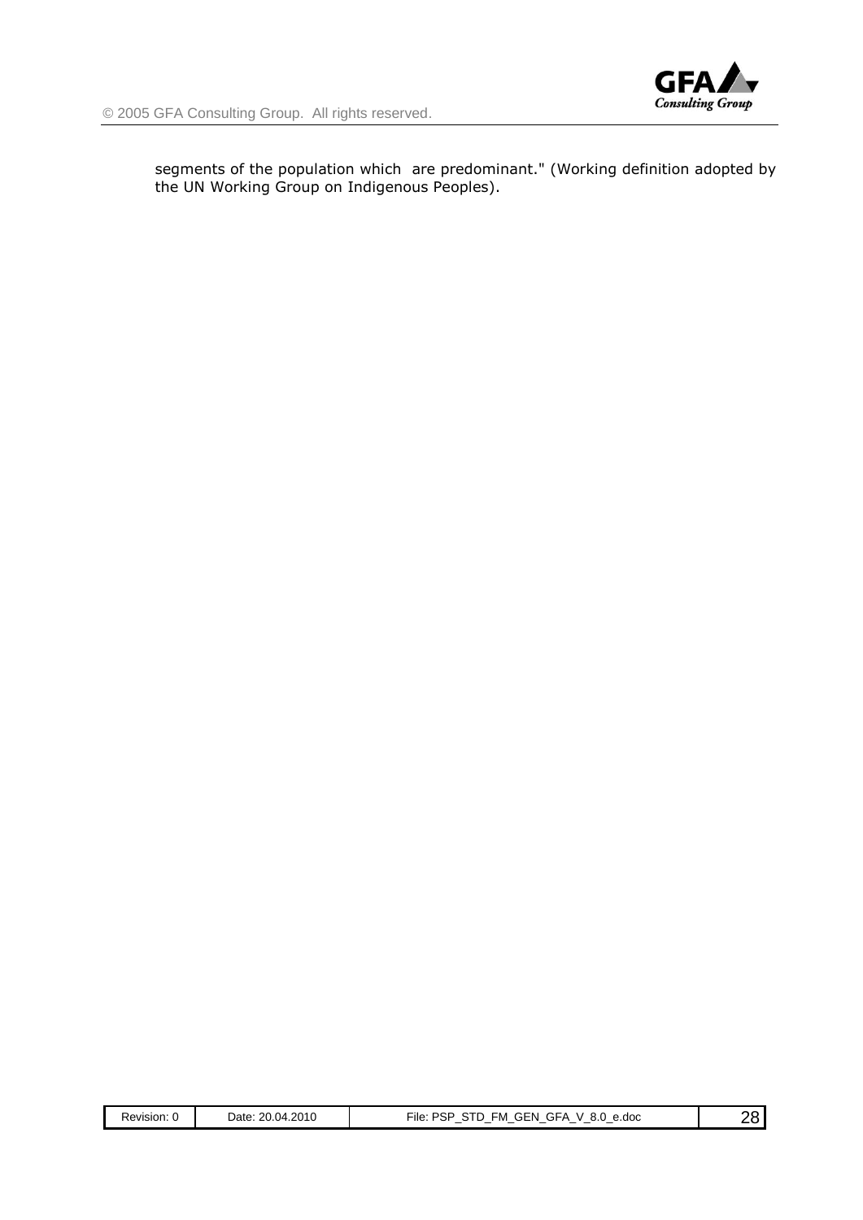segments of the population which  are predominant." (Working definition adopted by the UN Working Group on Indigenous Peoples).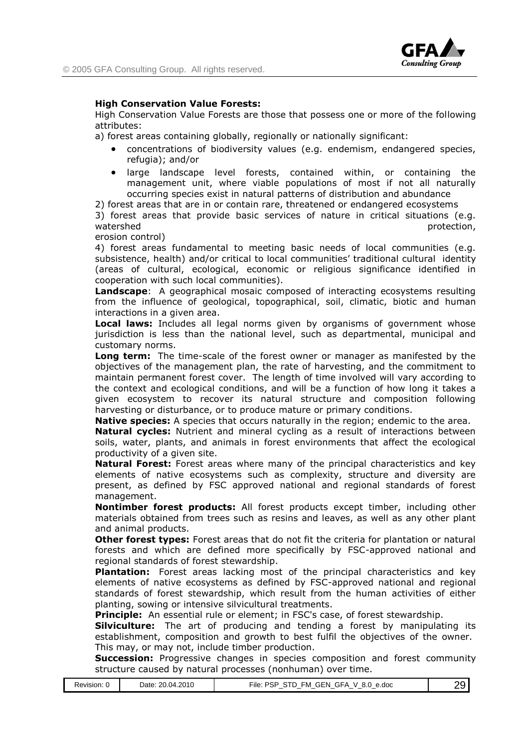**High Conservation Value Forests:**
High Conservation Value Forests are those that possess one or more of the following attributes:

a) forest areas containing globally, regionally or nationally significant:

- concentrations of biodiversity values (e.g. endemism, endangered species, refugia); and/or
- large landscape level forests, contained within, or containing the management unit, where viable populations of most if not all naturally occurring species exist in natural patterns of distribution and abundance

2) forest areas that are in or contain rare, threatened or endangered ecosystems

3) forest areas that provide basic services of nature in critical situations (e.g. watershed protection, erosion control)

4) forest areas fundamental to meeting basic needs of local communities (e.g. subsistence, health) and/or critical to local communities' traditional cultural identity (areas of cultural, ecological, economic or religious significance identified in cooperation with such local communities).

**Landscape**: A geographical mosaic composed of interacting ecosystems resulting from the influence of geological, topographical, soil, climatic, biotic and human interactions in a given area.

**Local laws:** Includes all legal norms given by organisms of government whose jurisdiction is less than the national level, such as departmental, municipal and customary norms.

**Long term:** The time-scale of the forest owner or manager as manifested by the objectives of the management plan, the rate of harvesting, and the commitment to maintain permanent forest cover. The length of time involved will vary according to the context and ecological conditions, and will be a function of how long it takes a given ecosystem to recover its natural structure and composition following harvesting or disturbance, or to produce mature or primary conditions.

**Native species:** A species that occurs naturally in the region; endemic to the area.

**Natural cycles:** Nutrient and mineral cycling as a result of interactions between soils, water, plants, and animals in forest environments that affect the ecological productivity of a given site.

**Natural Forest:** Forest areas where many of the principal characteristics and key elements of native ecosystems such as complexity, structure and diversity are present, as defined by FSC approved national and regional standards of forest management.

**Nontimber forest products:** All forest products except timber, including other materials obtained from trees such as resins and leaves, as well as any other plant and animal products.

**Other forest types:** Forest areas that do not fit the criteria for plantation or natural forests and which are defined more specifically by FSC-approved national and regional standards of forest stewardship.

**Plantation:** Forest areas lacking most of the principal characteristics and key elements of native ecosystems as defined by FSC-approved national and regional standards of forest stewardship, which result from the human activities of either planting, sowing or intensive silvicultural treatments.

**Principle:** An essential rule or element; in FSC's case, of forest stewardship.

**Silviculture:** The art of producing and tending a forest by manipulating its establishment, composition and growth to best fulfil the objectives of the owner. This may, or may not, include timber production.

**Succession:** Progressive changes in species composition and forest community structure caused by natural processes (nonhuman) over time.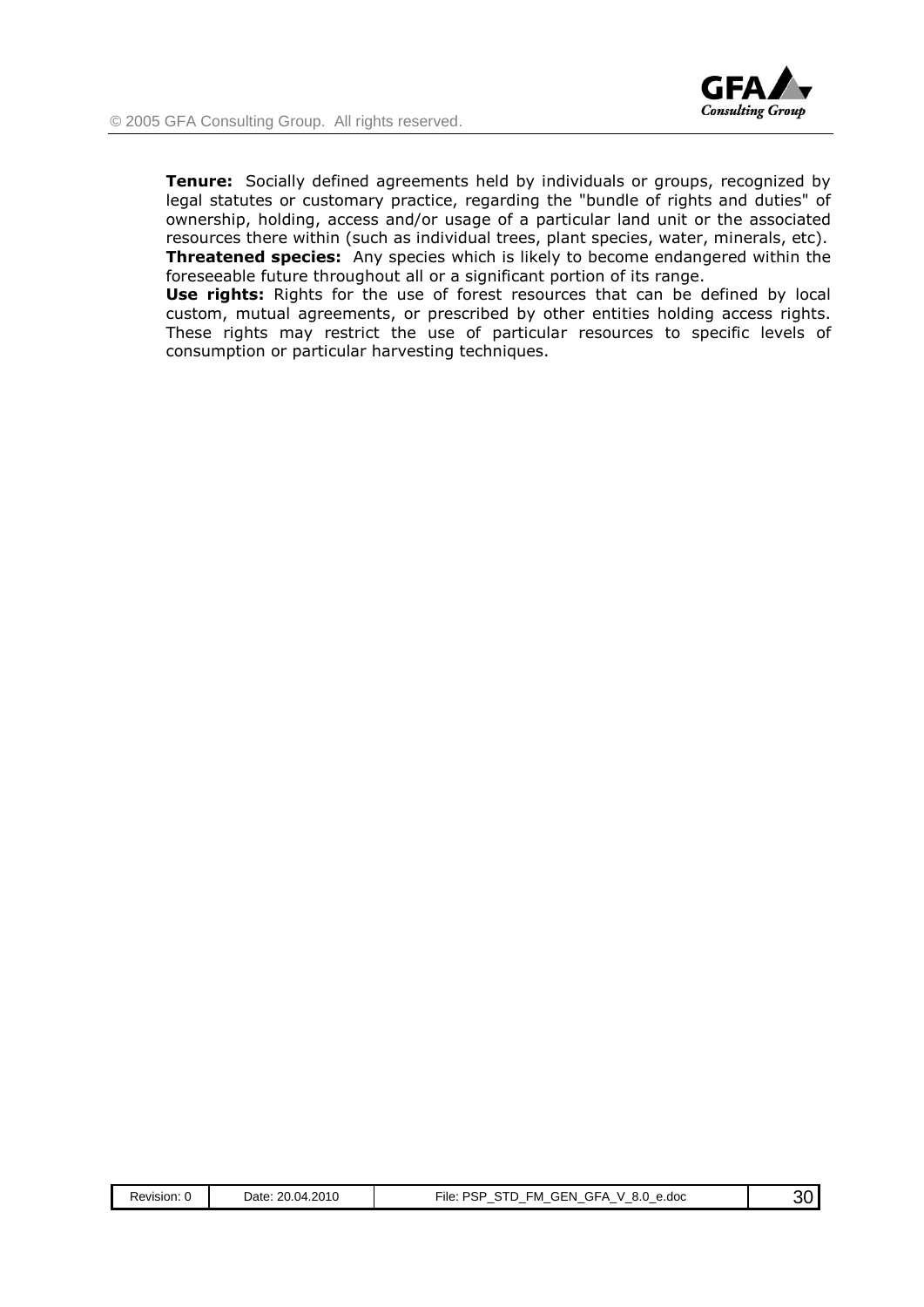**Tenure:** Socially defined agreements held by individuals or groups, recognized by legal statutes or customary practice, regarding the "bundle of rights and duties" of ownership, holding, access and/or usage of a particular land unit or the associated resources there within (such as individual trees, plant species, water, minerals, etc).

**Threatened species:** Any species which is likely to become endangered within the foreseeable future throughout all or a significant portion of its range.

**Use rights:** Rights for the use of forest resources that can be defined by local custom, mutual agreements, or prescribed by other entities holding access rights. These rights may restrict the use of particular resources to specific levels of consumption or particular harvesting techniques.